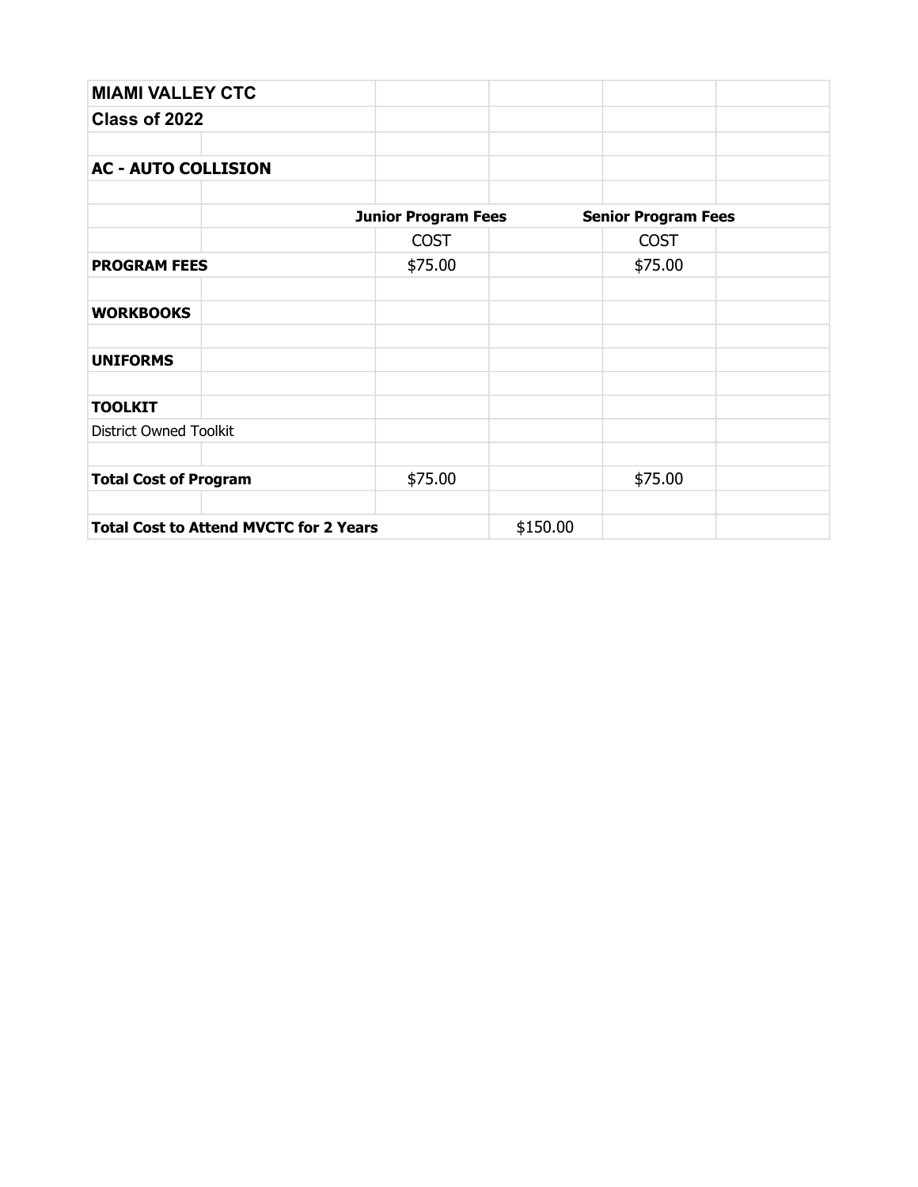**MIAMI VALLEY CTC**

**Class of 2022**

**AC - AUTO COLLISION**

| | | | | | |
|---|---|---|---|---|---|
| | | **Junior Program Fees** | | **Senior Program Fees** | |
| | | COST | | COST | |
| **PROGRAM FEES** | | $75.00 | | $75.00 | |
| | | | | | |
| **WORKBOOKS** | | | | | |
| | | | | | |
| **UNIFORMS** | | | | | |
| | | | | | |
| **TOOLKIT** | | | | | |
| District Owned Toolkit | | | | | |
| | | | | | |
| **Total Cost of Program** | | $75.00 | | $75.00 | |
| | | | | | |
| **Total Cost to Attend MVCTC for 2 Years** | | | $150.00 | | |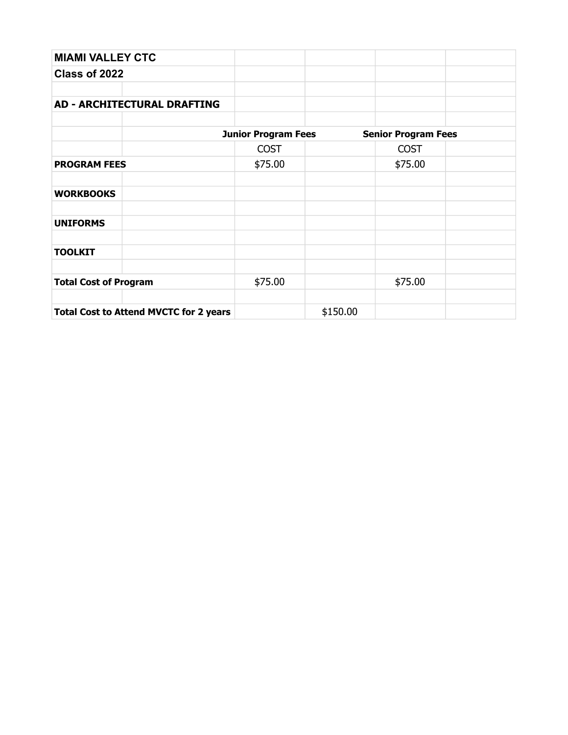**MIAMI VALLEY CTC**

**Class of 2022**

**AD - ARCHITECTURAL DRAFTING**

| | Junior Program Fees | | Senior Program Fees | |
|---|---|---|---|---|
| | COST | | COST | |
| **PROGRAM FEES** | $75.00 | | $75.00 | |
| **WORKBOOKS** | | | | |
| **UNIFORMS** | | | | |
| **TOOLKIT** | | | | |
| **Total Cost of Program** | $75.00 | | $75.00 | |
| **Total Cost to Attend MVCTC for 2 years** | | $150.00 | | |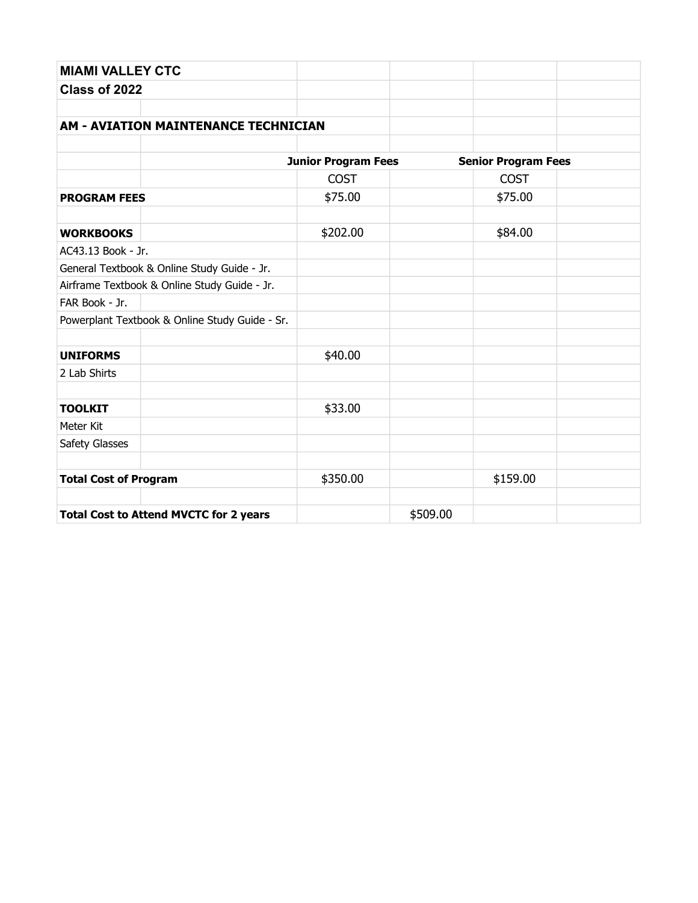**MIAMI VALLEY CTC**

**Class of 2022**

**AM - AVIATION MAINTENANCE TECHNICIAN**

| | Junior Program Fees | | Senior Program Fees |
|---|---|---|---|
| | COST | | COST |
| **PROGRAM FEES** | $75.00 | | $75.00 |
| | | | |
| **WORKBOOKS** | $202.00 | | $84.00 |
| AC43.13 Book - Jr. | | | |
| General Textbook & Online Study Guide - Jr. | | | |
| Airframe Textbook & Online Study Guide - Jr. | | | |
| FAR Book - Jr. | | | |
| Powerplant Textbook & Online Study Guide - Sr. | | | |
| | | | |
| **UNIFORMS** | $40.00 | | |
| 2 Lab Shirts | | | |
| | | | |
| **TOOLKIT** | $33.00 | | |
| Meter Kit | | | |
| Safety Glasses | | | |
| | | | |
| **Total Cost of Program** | $350.00 | | $159.00 |
| | | | |
| **Total Cost to Attend MVCTC for 2 years** | | $509.00 | |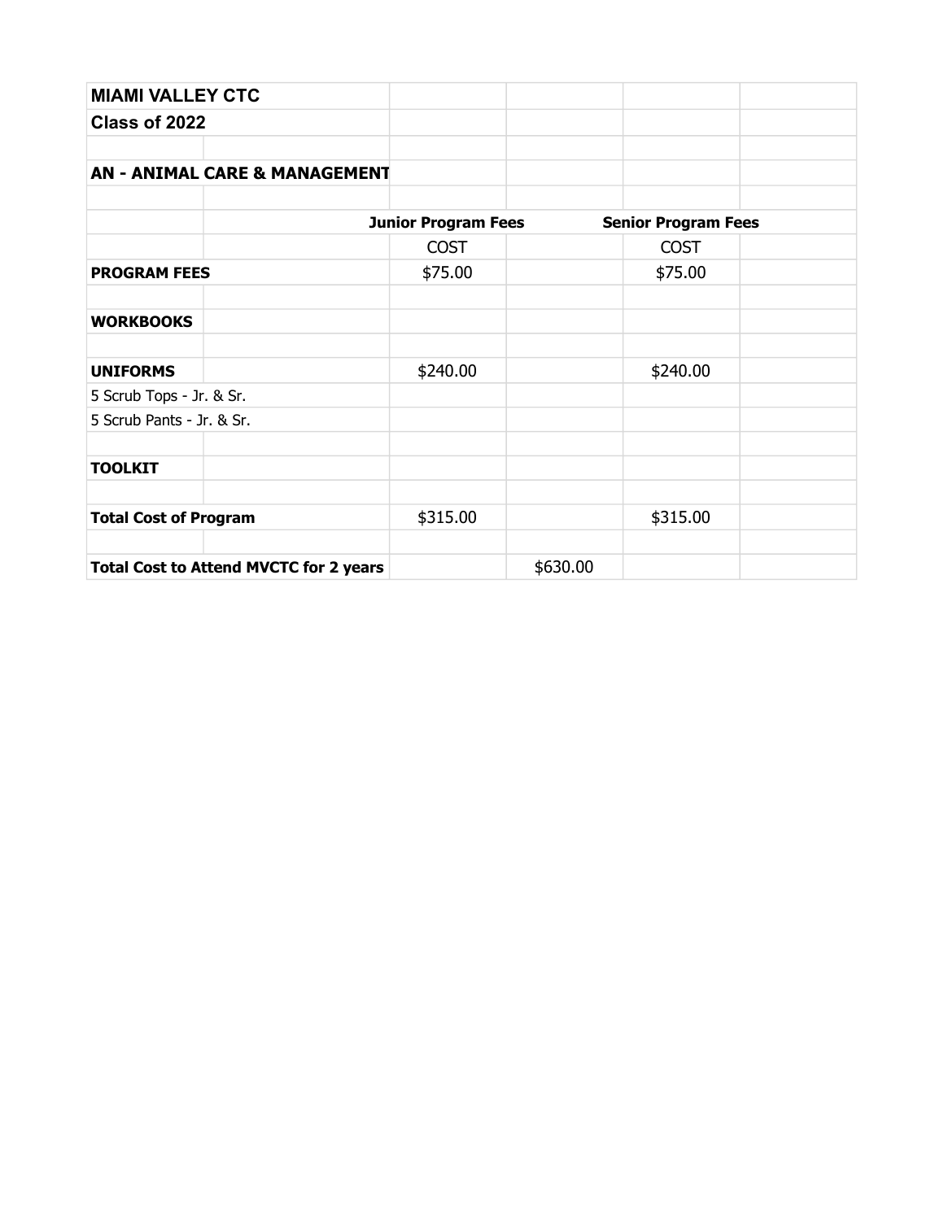**MIAMI VALLEY CTC**

**Class of 2022**

**AN - ANIMAL CARE & MANAGEMENT**

| | Junior Program Fees | | Senior Program Fees |
|---|---|---|---|
| | COST | | COST |
| **PROGRAM FEES** | $75.00 | | $75.00 |
| **WORKBOOKS** | | | |
| **UNIFORMS** | $240.00 | | $240.00 |
| 5 Scrub Tops - Jr. & Sr. | | | |
| 5 Scrub Pants - Jr. & Sr. | | | |
| **TOOLKIT** | | | |
| **Total Cost of Program** | $315.00 | | $315.00 |
| **Total Cost to Attend MVCTC for 2 years** | | $630.00 | |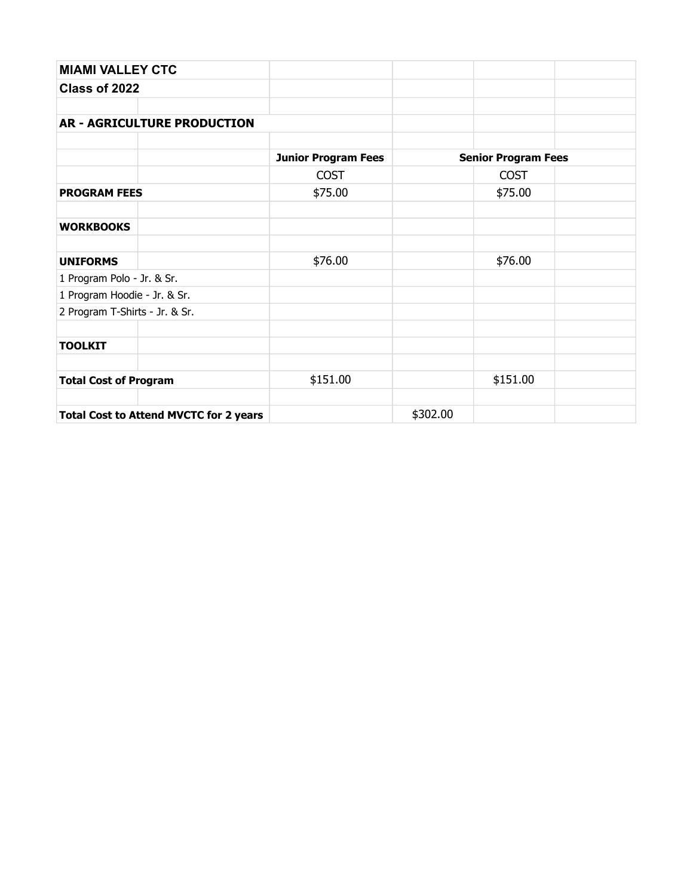**MIAMI VALLEY CTC**

**Class of 2022**

**AR - AGRICULTURE PRODUCTION**

| | Junior Program Fees | | Senior Program Fees |
|---|---|---|---|
| | COST | | COST |
| **PROGRAM FEES** | $75.00 | | $75.00 |
| | | | |
| **WORKBOOKS** | | | |
| | | | |
| **UNIFORMS** | $76.00 | | $76.00 |
| 1 Program Polo - Jr. & Sr. | | | |
| 1 Program Hoodie - Jr. & Sr. | | | |
| 2 Program T-Shirts - Jr. & Sr. | | | |
| | | | |
| **TOOLKIT** | | | |
| | | | |
| **Total Cost of Program** | $151.00 | | $151.00 |
| | | | |
| **Total Cost to Attend MVCTC for 2 years** | | $302.00 | |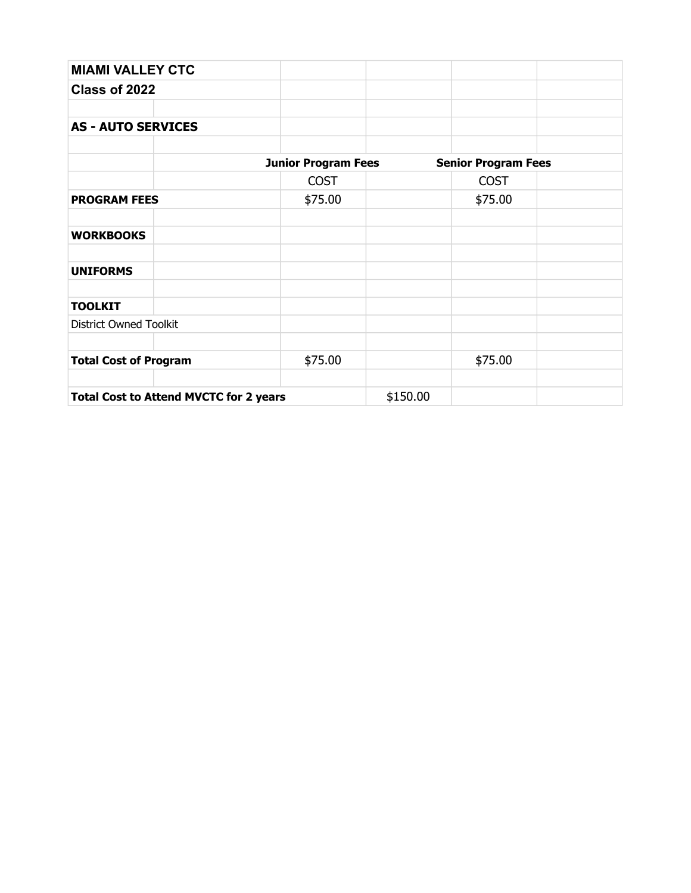| MIAMI VALLEY CTC | | | | | |
|---|---|---|---|---|---|
| **Class of 2022** | | | | | |
| | | | | | |
| **AS - AUTO SERVICES** | | | | | |
| | | | | | |
| | | **Junior Program Fees** | | **Senior Program Fees** | |
| | | COST | | COST | |
| **PROGRAM FEES** | | $75.00 | | $75.00 | |
| | | | | | |
| **WORKBOOKS** | | | | | |
| | | | | | |
| **UNIFORMS** | | | | | |
| | | | | | |
| **TOOLKIT** | | | | | |
| District Owned Toolkit | | | | | |
| | | | | | |
| **Total Cost of Program** | | $75.00 | | $75.00 | |
| | | | | | |
| **Total Cost to Attend MVCTC for 2 years** | | | $150.00 | | |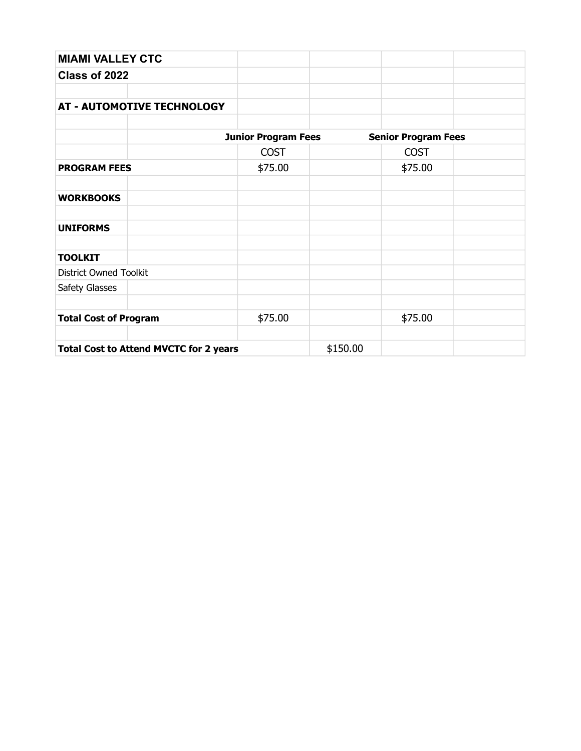**MIAMI VALLEY CTC**

**Class of 2022**

**AT - AUTOMOTIVE TECHNOLOGY**

| | Junior Program Fees | Senior Program Fees |
|---|---|---|
| | COST | COST |
| **PROGRAM FEES** | $75.00 | $75.00 |
| **WORKBOOKS** | | |
| **UNIFORMS** | | |
| **TOOLKIT** | | |
| District Owned Toolkit | | |
| Safety Glasses | | |
| **Total Cost of Program** | $75.00 | $75.00 |
| **Total Cost to Attend MVCTC for 2 years** | $150.00 | |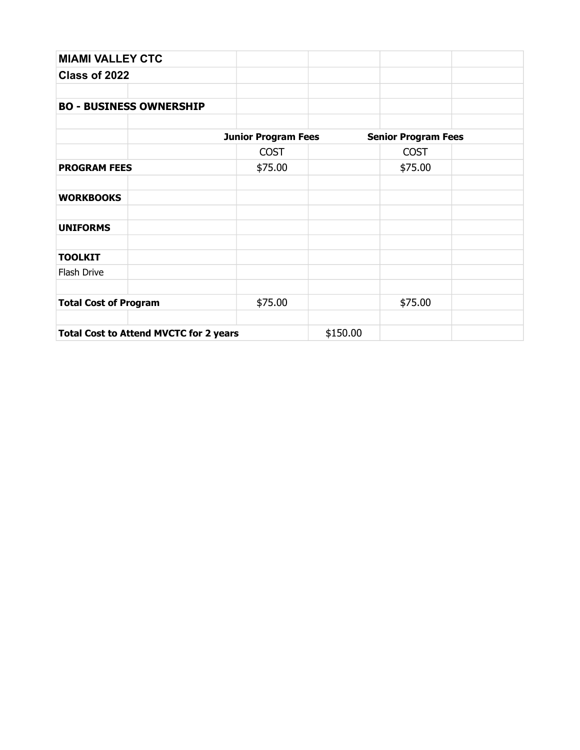| MIAMI VALLEY CTC | | | | | |
|---|---|---|---|---|---|
| Class of 2022 | | | | | |
| | | | | | |
| BO - BUSINESS OWNERSHIP | | | | | |
| | | | | | |
| | | Junior Program Fees | | Senior Program Fees | |
| | | COST | | COST | |
| PROGRAM FEES | | $75.00 | | $75.00 | |
| | | | | | |
| WORKBOOKS | | | | | |
| | | | | | |
| UNIFORMS | | | | | |
| | | | | | |
| TOOLKIT | | | | | |
| Flash Drive | | | | | |
| | | | | | |
| Total Cost of Program | | $75.00 | | $75.00 | |
| | | | | | |
| Total Cost to Attend MVCTC for 2 years | | | $150.00 | | |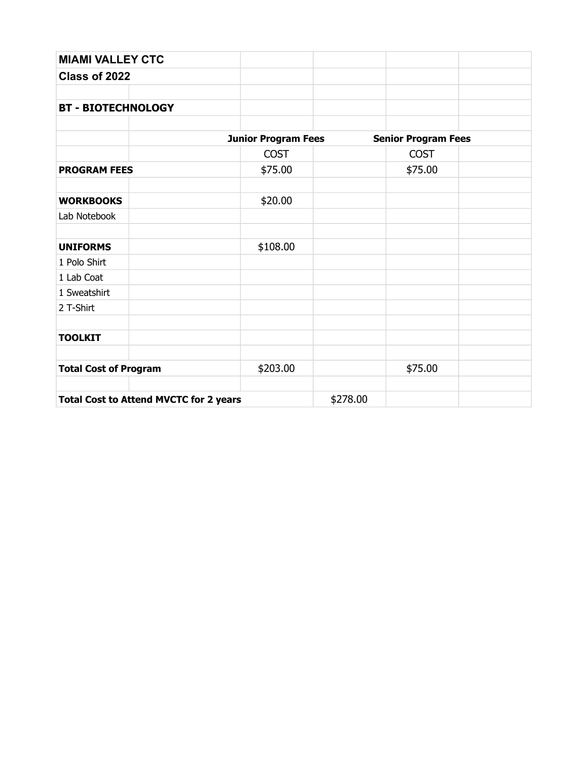| MIAMI VALLEY CTC | | | | | |
|---|---|---|---|---|---|
| **Class of 2022** | | | | | |
| | | | | | |
| **BT - BIOTECHNOLOGY** | | | | | |
| | | | | | |
| | | **Junior Program Fees** | | **Senior Program Fees** | |
| | | COST | | COST | |
| **PROGRAM FEES** | | $75.00 | | $75.00 | |
| | | | | | |
| **WORKBOOKS** | | $20.00 | | | |
| Lab Notebook | | | | | |
| | | | | | |
| **UNIFORMS** | | $108.00 | | | |
| 1 Polo Shirt | | | | | |
| 1 Lab Coat | | | | | |
| 1 Sweatshirt | | | | | |
| 2 T-Shirt | | | | | |
| | | | | | |
| **TOOLKIT** | | | | | |
| | | | | | |
| **Total Cost of Program** | | $203.00 | | $75.00 | |
| | | | | | |
| **Total Cost to Attend MVCTC for 2 years** | | | $278.00 | | |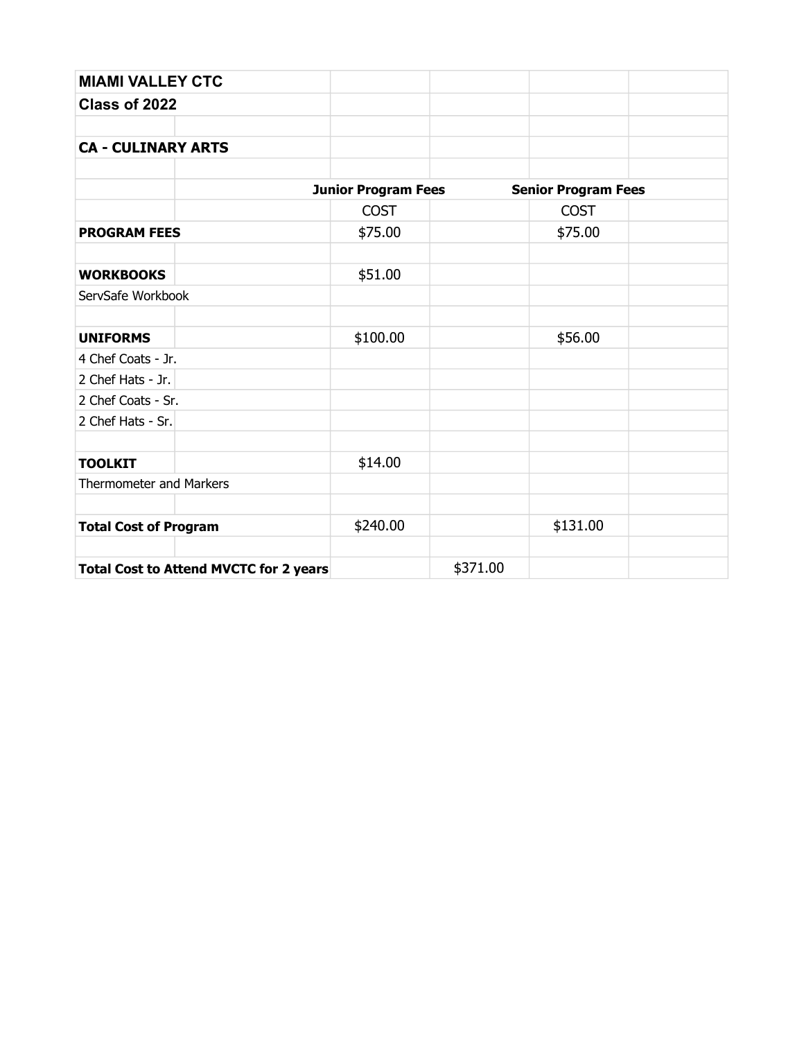**MIAMI VALLEY CTC**

**Class of 2022**

**CA - CULINARY ARTS**

| | Junior Program Fees | | Senior Program Fees |
|---|---|---|---|
| | COST | | COST |
| **PROGRAM FEES** | $75.00 | | $75.00 |
| | | | |
| **WORKBOOKS** | $51.00 | | |
| ServSafe Workbook | | | |
| | | | |
| **UNIFORMS** | $100.00 | | $56.00 |
| 4 Chef Coats - Jr. | | | |
| 2 Chef Hats - Jr. | | | |
| 2 Chef Coats - Sr. | | | |
| 2 Chef Hats - Sr. | | | |
| | | | |
| **TOOLKIT** | $14.00 | | |
| Thermometer and Markers | | | |
| | | | |
| **Total Cost of Program** | $240.00 | | $131.00 |
| | | | |
| **Total Cost to Attend MVCTC for 2 years** | | $371.00 | |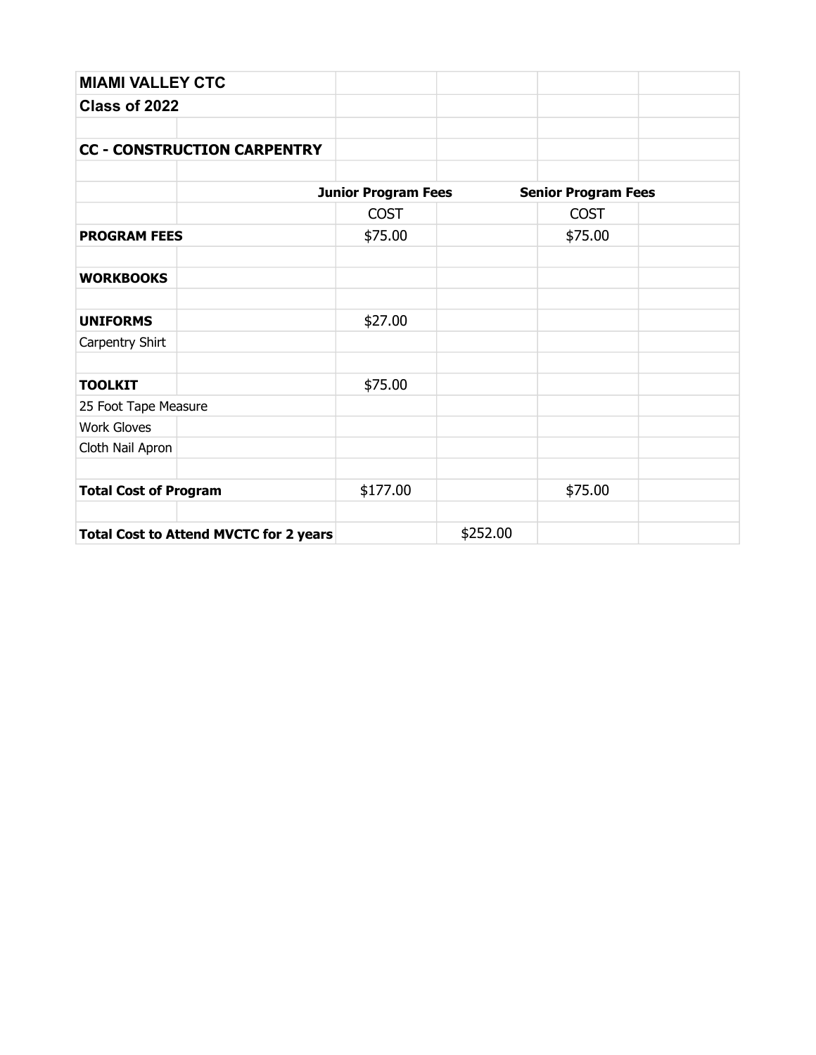**MIAMI VALLEY CTC**

**Class of 2022**

**CC - CONSTRUCTION CARPENTRY**

| | Junior Program Fees | | Senior Program Fees |
|---|---|---|---|
| | COST | | COST |
| **PROGRAM FEES** | $75.00 | | $75.00 |
| | | | |
| **WORKBOOKS** | | | |
| | | | |
| **UNIFORMS** | $27.00 | | |
| Carpentry Shirt | | | |
| | | | |
| **TOOLKIT** | $75.00 | | |
| 25 Foot Tape Measure | | | |
| Work Gloves | | | |
| Cloth Nail Apron | | | |
| | | | |
| **Total Cost of Program** | $177.00 | | $75.00 |
| | | | |
| **Total Cost to Attend MVCTC for 2 years** | | $252.00 | |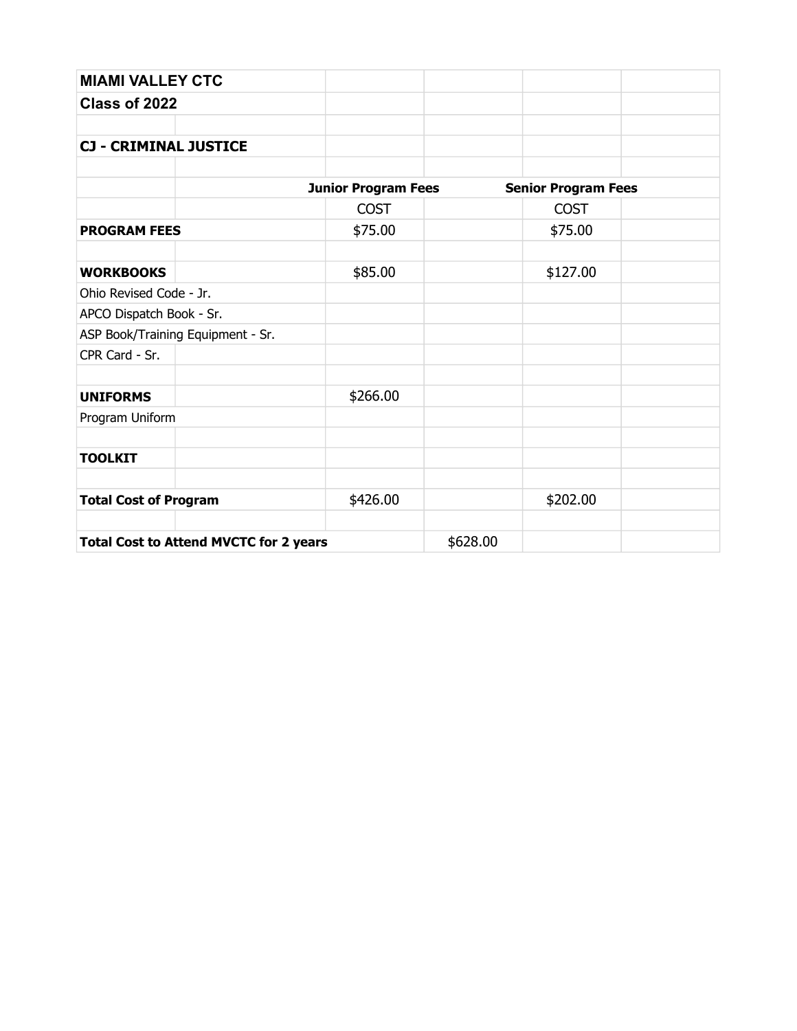| MIAMI VALLEY CTC | | | | | |
| --- | --- | --- | --- | --- | --- |
| Class of 2022 | | | | | |
| | | | | | |
| CJ - CRIMINAL JUSTICE | | | | | |
| | | | | | |
| | | Junior Program Fees | | Senior Program Fees | |
| | | COST | | COST | |
| **PROGRAM FEES** | | $75.00 | | $75.00 | |
| | | | | | |
| **WORKBOOKS** | | $85.00 | | $127.00 | |
| Ohio Revised Code - Jr. | | | | | |
| APCO Dispatch Book - Sr. | | | | | |
| ASP Book/Training Equipment - Sr. | | | | | |
| CPR Card - Sr. | | | | | |
| | | | | | |
| **UNIFORMS** | | $266.00 | | | |
| Program Uniform | | | | | |
| | | | | | |
| **TOOLKIT** | | | | | |
| | | | | | |
| **Total Cost of Program** | | $426.00 | | $202.00 | |
| | | | | | |
| **Total Cost to Attend MVCTC for 2 years** | | | $628.00 | | |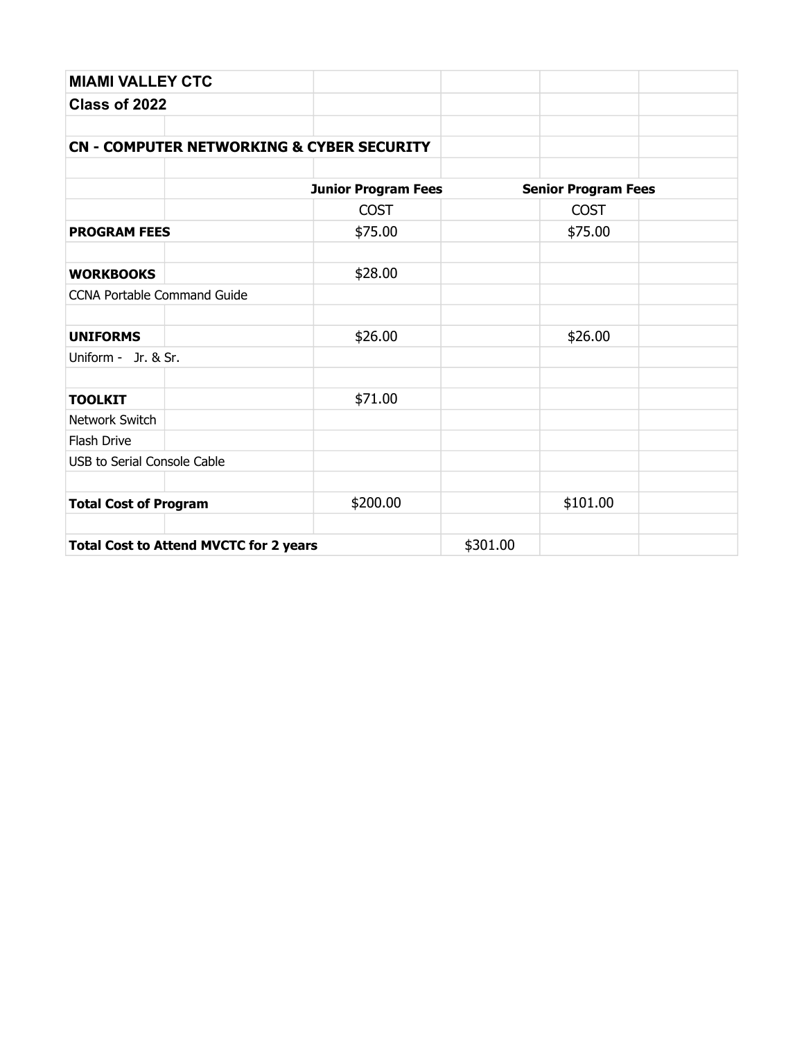**MIAMI VALLEY CTC**

**Class of 2022**

**CN - COMPUTER NETWORKING & CYBER SECURITY**

| | Junior Program Fees | | Senior Program Fees |
|---|---|---|---|
| | COST | | COST |
| **PROGRAM FEES** | $75.00 | | $75.00 |
| | | | |
| **WORKBOOKS** | $28.00 | | |
| CCNA Portable Command Guide | | | |
| | | | |
| **UNIFORMS** | $26.00 | | $26.00 |
| Uniform - Jr. & Sr. | | | |
| | | | |
| **TOOLKIT** | $71.00 | | |
| Network Switch | | | |
| Flash Drive | | | |
| USB to Serial Console Cable | | | |
| | | | |
| **Total Cost of Program** | $200.00 | | $101.00 |
| | | | |
| **Total Cost to Attend MVCTC for 2 years** | | $301.00 | |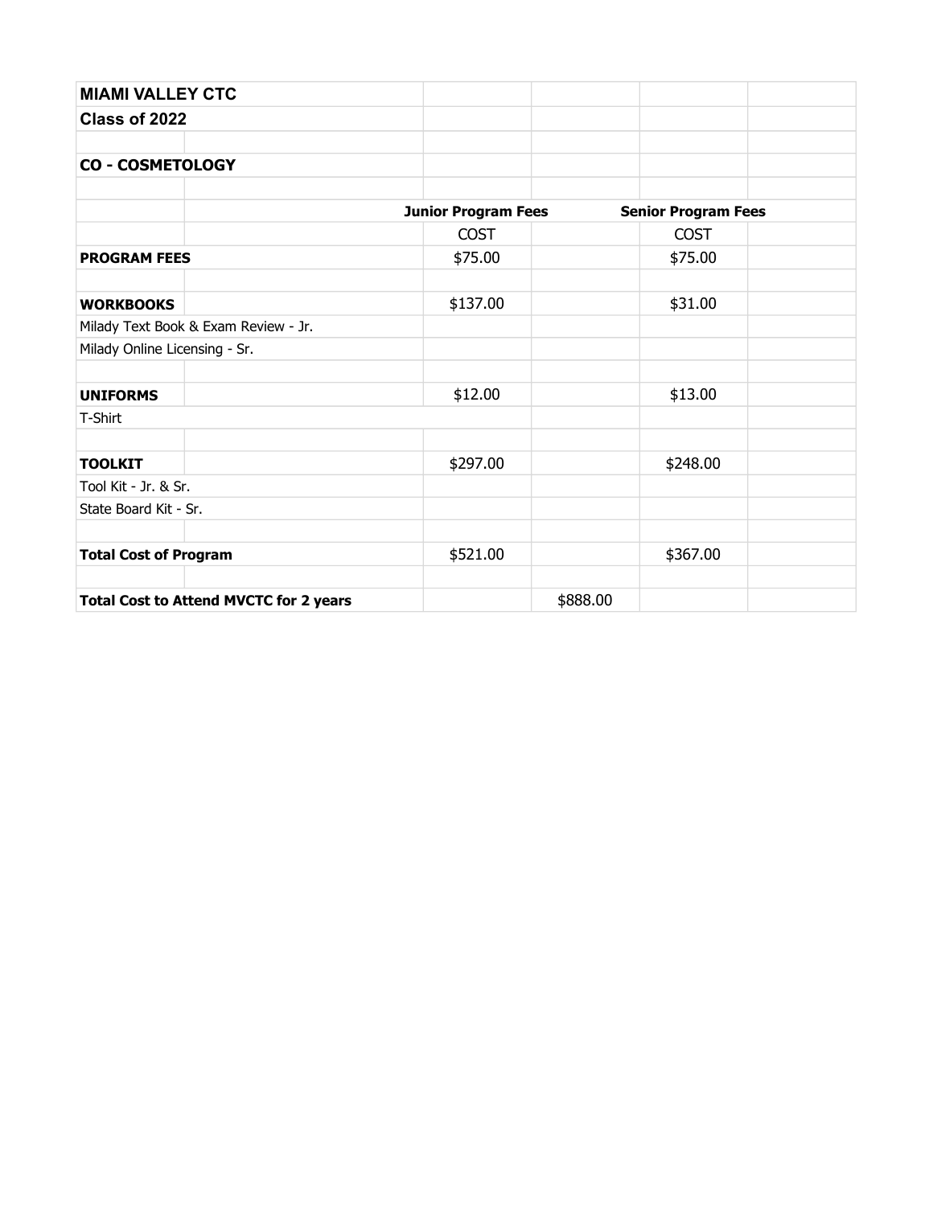**MIAMI VALLEY CTC**

**Class of 2022**

**CO - COSMETOLOGY**

| | | Junior Program Fees | | Senior Program Fees | |
|---|---|---|---|---|---|
| | | COST | | COST | |
| **PROGRAM FEES** | | $75.00 | | $75.00 | |
| | | | | | |
| **WORKBOOKS** | | $137.00 | | $31.00 | |
| Milady Text Book & Exam Review - Jr. | | | | | |
| Milady Online Licensing - Sr. | | | | | |
| | | | | | |
| **UNIFORMS** | | $12.00 | | $13.00 | |
| T-Shirt | | | | | |
| | | | | | |
| **TOOLKIT** | | $297.00 | | $248.00 | |
| Tool Kit - Jr. & Sr. | | | | | |
| State Board Kit - Sr. | | | | | |
| | | | | | |
| **Total Cost of Program** | | $521.00 | | $367.00 | |
| | | | | | |
| **Total Cost to Attend MVCTC for 2 years** | | | $888.00 | | |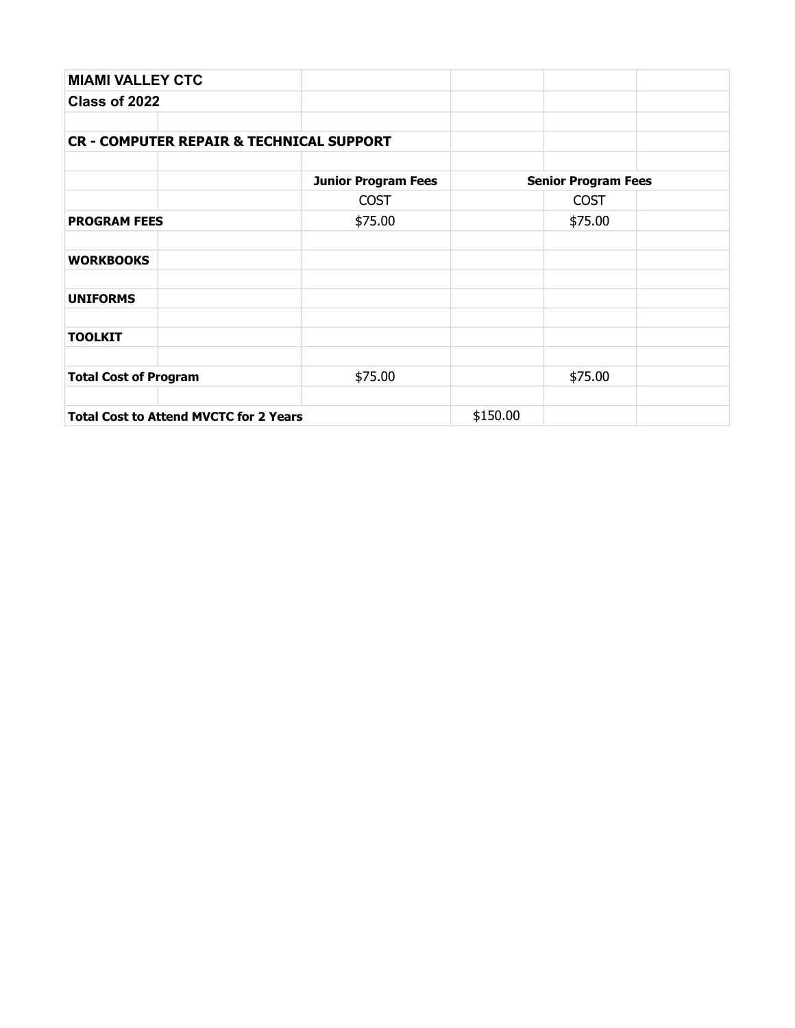**MIAMI VALLEY CTC**

**Class of 2022**

**CR - COMPUTER REPAIR & TECHNICAL SUPPORT**

| | Junior Program Fees | | Senior Program Fees |
|---|---|---|---|
| | COST | | COST |
| **PROGRAM FEES** | $75.00 | | $75.00 |
| **WORKBOOKS** | | | |
| **UNIFORMS** | | | |
| **TOOLKIT** | | | |
| **Total Cost of Program** | $75.00 | | $75.00 |
| **Total Cost to Attend MVCTC for 2 Years** | | $150.00 | |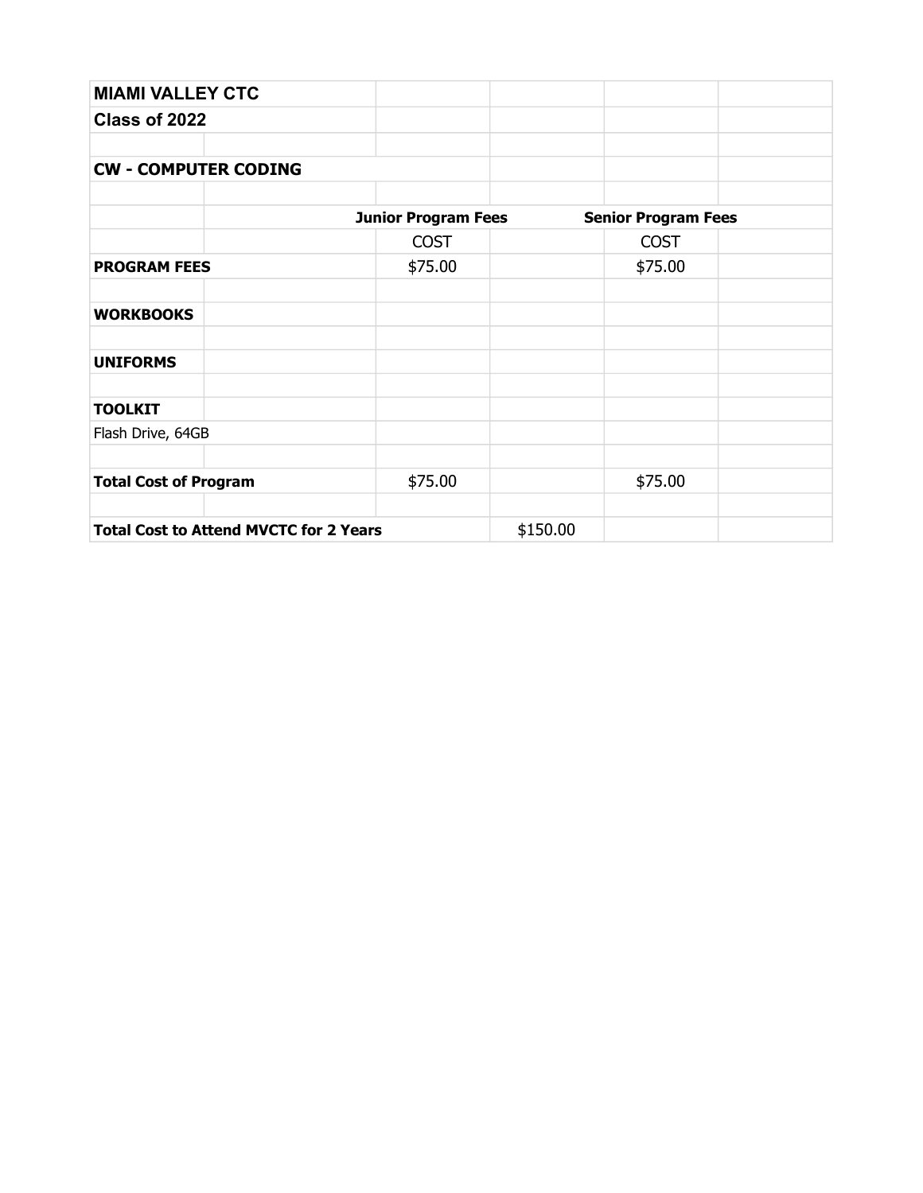| MIAMI VALLEY CTC | | | | | |
|---|---|---|---|---|---|
| **Class of 2022** | | | | | |
| | | | | | |
| **CW - COMPUTER CODING** | | | | | |
| | | | | | |
| | | **Junior Program Fees** | | **Senior Program Fees** | |
| | | COST | | COST | |
| **PROGRAM FEES** | | $75.00 | | $75.00 | |
| | | | | | |
| **WORKBOOKS** | | | | | |
| | | | | | |
| **UNIFORMS** | | | | | |
| | | | | | |
| **TOOLKIT** | | | | | |
| Flash Drive, 64GB | | | | | |
| | | | | | |
| **Total Cost of Program** | | $75.00 | | $75.00 | |
| | | | | | |
| **Total Cost to Attend MVCTC for 2 Years** | | | $150.00 | | |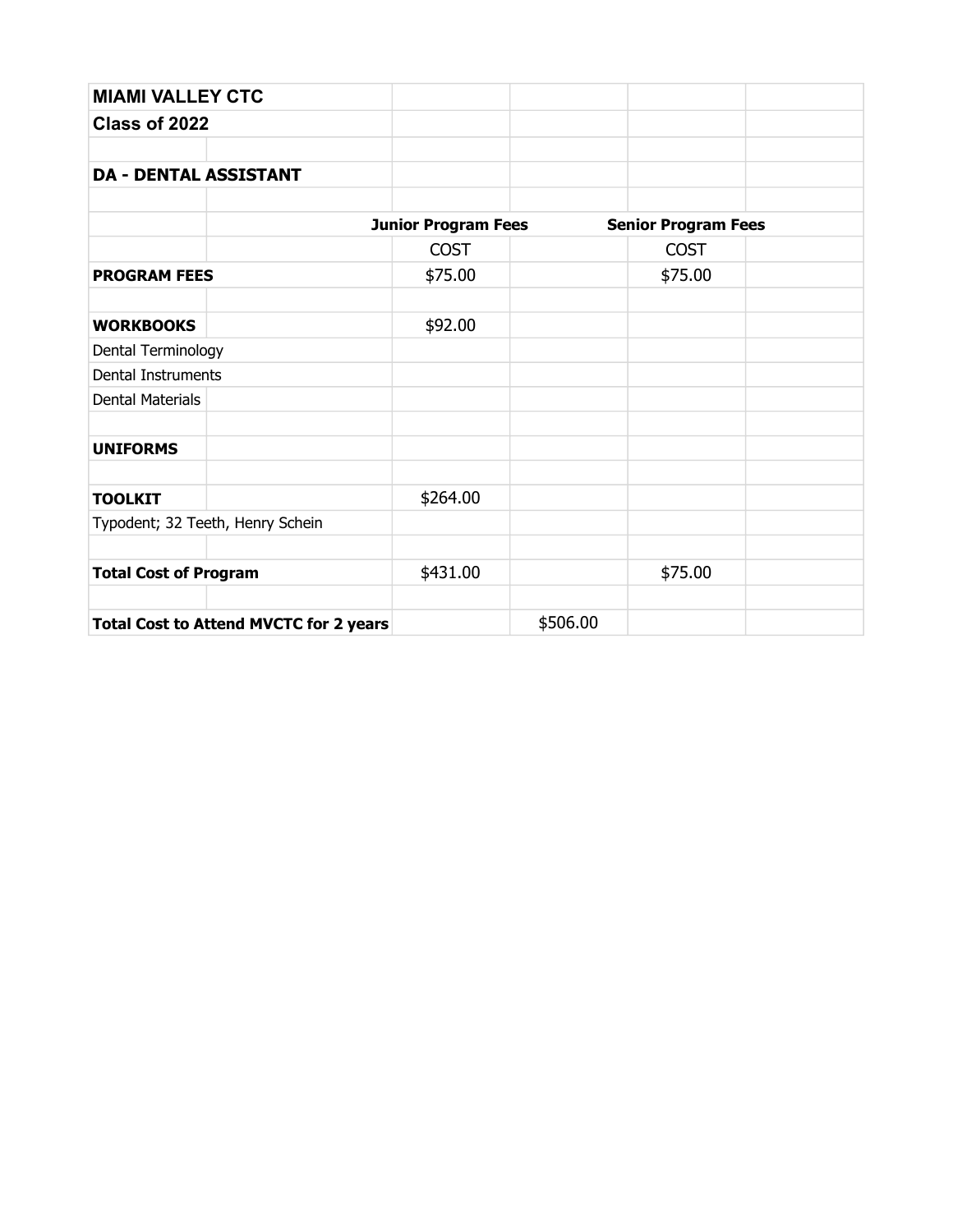| MIAMI VALLEY CTC | | | | | |
|---|---|---|---|---|---|
| **Class of 2022** | | | | | |
| | | | | | |
| **DA - DENTAL ASSISTANT** | | | | | |
| | | | | | |
| | | **Junior Program Fees** | | **Senior Program Fees** | |
| | | COST | | COST | |
| **PROGRAM FEES** | | $75.00 | | $75.00 | |
| | | | | | |
| **WORKBOOKS** | | $92.00 | | | |
| Dental Terminology | | | | | |
| Dental Instruments | | | | | |
| Dental Materials | | | | | |
| | | | | | |
| **UNIFORMS** | | | | | |
| | | | | | |
| **TOOLKIT** | | $264.00 | | | |
| Typodent; 32 Teeth, Henry Schein | | | | | |
| | | | | | |
| **Total Cost of Program** | | $431.00 | | $75.00 | |
| | | | | | |
| **Total Cost to Attend MVCTC for 2 years** | | | $506.00 | | |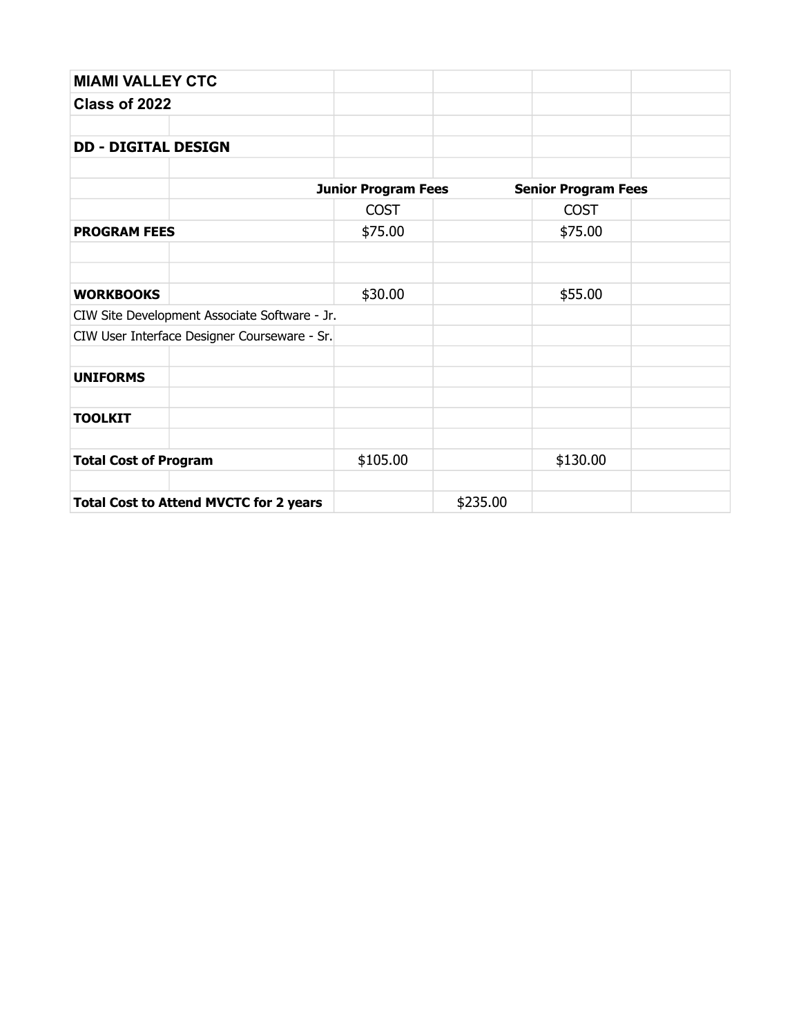**MIAMI VALLEY CTC**

**Class of 2022**

**DD - DIGITAL DESIGN**

| | Junior Program Fees | | Senior Program Fees |
|---|---|---|---|
| | COST | | COST |
| **PROGRAM FEES** | $75.00 | | $75.00 |
| **WORKBOOKS** | $30.00 | | $55.00 |
| CIW Site Development Associate Software - Jr. | | | |
| CIW User Interface Designer Courseware - Sr. | | | |
| **UNIFORMS** | | | |
| **TOOLKIT** | | | |
| **Total Cost of Program** | $105.00 | | $130.00 |
| **Total Cost to Attend MVCTC for 2 years** | | $235.00 | |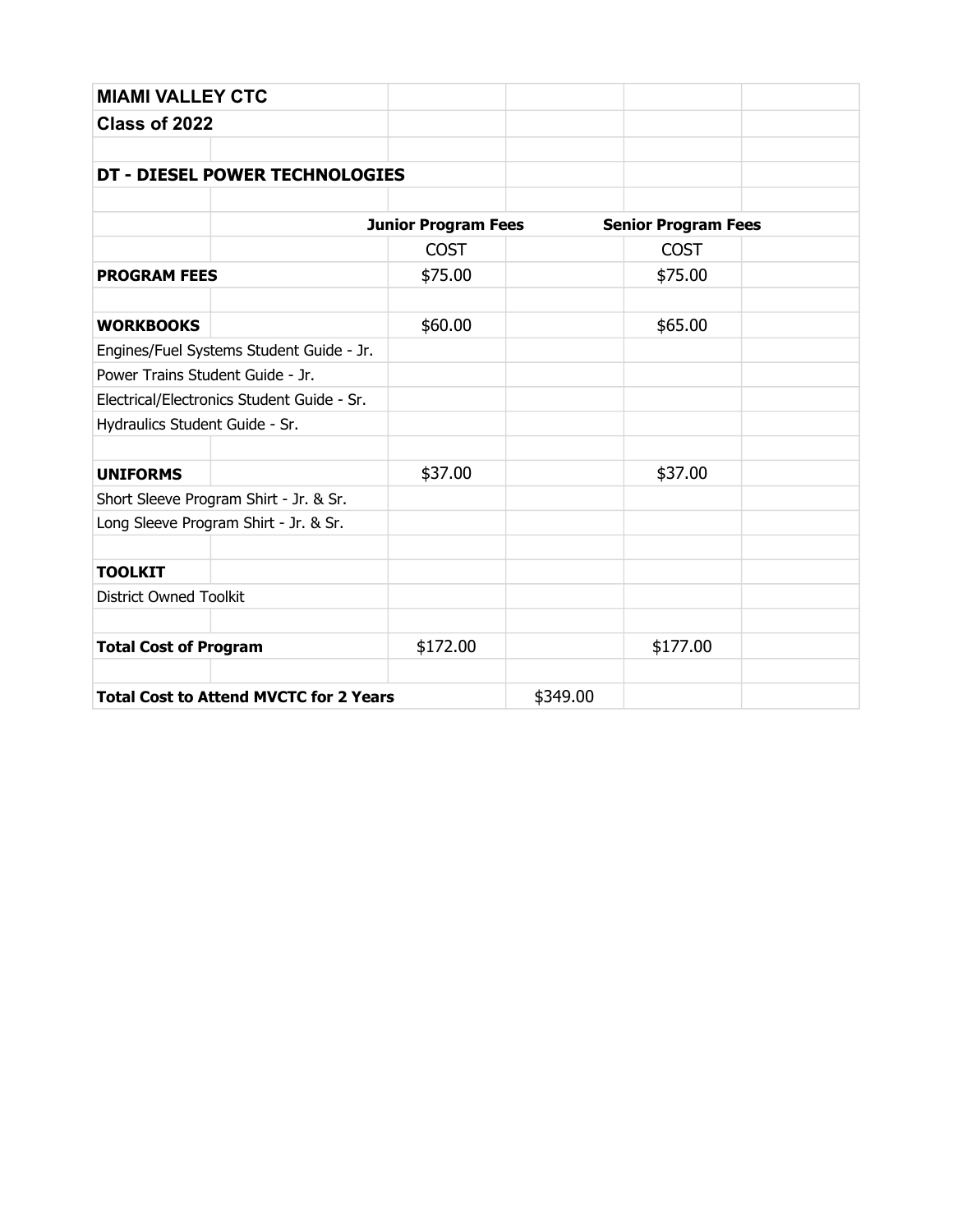| **MIAMI VALLEY CTC** | | | | | |
|---|---|---|---|---|---|
| **Class of 2022** | | | | | |
| | | | | | |
| **DT - DIESEL POWER TECHNOLOGIES** | | | | | |
| | | | | | |
| | | **Junior Program Fees** | | **Senior Program Fees** | |
| | | COST | | COST | |
| **PROGRAM FEES** | | $75.00 | | $75.00 | |
| | | | | | |
| **WORKBOOKS** | | $60.00 | | $65.00 | |
| Engines/Fuel Systems Student Guide - Jr. | | | | | |
| Power Trains Student Guide - Jr. | | | | | |
| Electrical/Electronics Student Guide - Sr. | | | | | |
| Hydraulics Student Guide - Sr. | | | | | |
| | | | | | |
| **UNIFORMS** | | $37.00 | | $37.00 | |
| Short Sleeve Program Shirt - Jr. & Sr. | | | | | |
| Long Sleeve Program Shirt - Jr. & Sr. | | | | | |
| | | | | | |
| **TOOLKIT** | | | | | |
| District Owned Toolkit | | | | | |
| | | | | | |
| **Total Cost of Program** | | $172.00 | | $177.00 | |
| | | | | | |
| **Total Cost to Attend MVCTC for 2 Years** | | | $349.00 | | |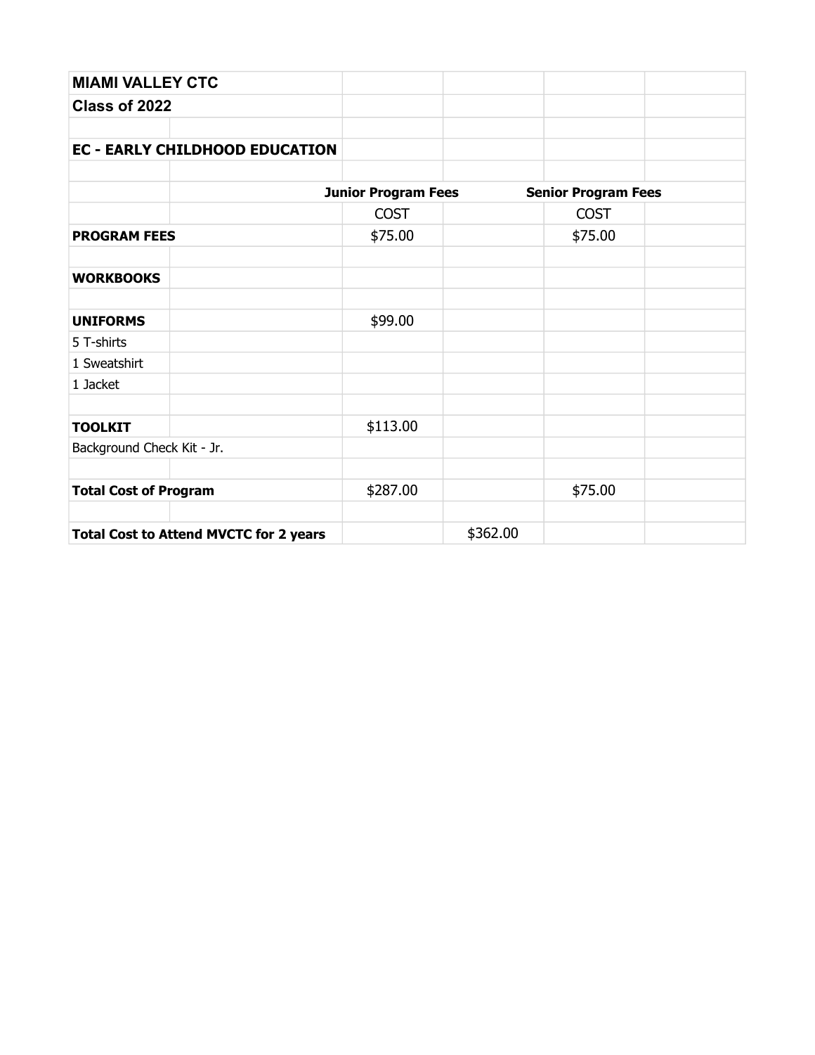| MIAMI VALLEY CTC | | | | | |
|---|---|---|---|---|---|
| Class of 2022 | | | | | |
| | | | | | |
| EC - EARLY CHILDHOOD EDUCATION | | | | | |
| | | | | | |
| | | Junior Program Fees | | Senior Program Fees | |
| | | COST | | COST | |
| **PROGRAM FEES** | | $75.00 | | $75.00 | |
| | | | | | |
| **WORKBOOKS** | | | | | |
| | | | | | |
| **UNIFORMS** | | $99.00 | | | |
| 5 T-shirts | | | | | |
| 1 Sweatshirt | | | | | |
| 1 Jacket | | | | | |
| | | | | | |
| **TOOLKIT** | | $113.00 | | | |
| Background Check Kit - Jr. | | | | | |
| | | | | | |
| **Total Cost of Program** | | $287.00 | | $75.00 | |
| | | | | | |
| **Total Cost to Attend MVCTC for 2 years** | | | $362.00 | | |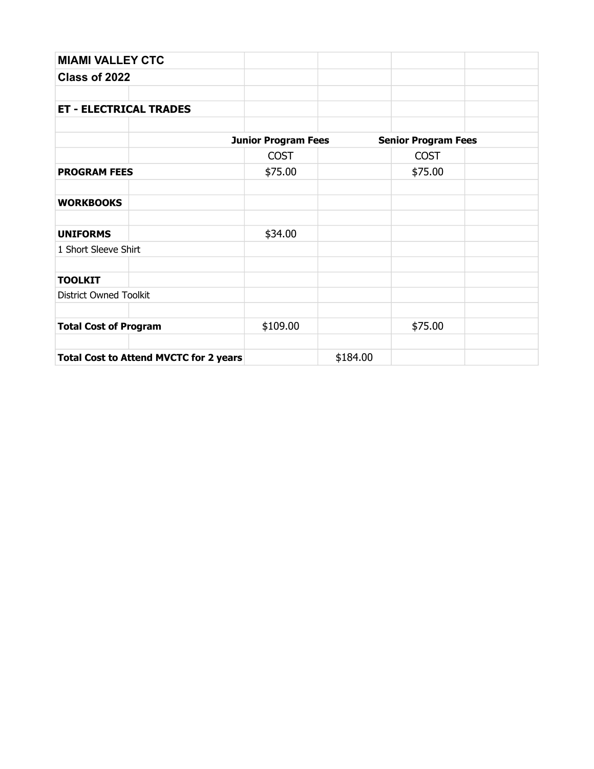| MIAMI VALLEY CTC | | | | | |
|---|---|---|---|---|---|
| **Class of 2022** | | | | | |
| | | | | | |
| **ET - ELECTRICAL TRADES** | | | | | |
| | | | | | |
| | | **Junior Program Fees** | | **Senior Program Fees** | |
| | | COST | | COST | |
| **PROGRAM FEES** | | $75.00 | | $75.00 | |
| | | | | | |
| **WORKBOOKS** | | | | | |
| | | | | | |
| **UNIFORMS** | | $34.00 | | | |
| 1 Short Sleeve Shirt | | | | | |
| | | | | | |
| **TOOLKIT** | | | | | |
| District Owned Toolkit | | | | | |
| | | | | | |
| **Total Cost of Program** | | $109.00 | | $75.00 | |
| | | | | | |
| **Total Cost to Attend MVCTC for 2 years** | | | $184.00 | | |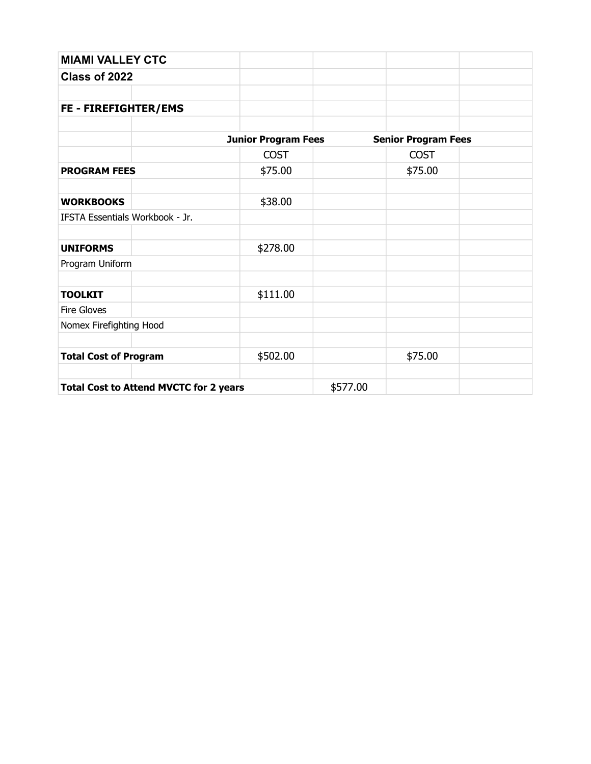| MIAMI VALLEY CTC | | | | | |
|---|---|---|---|---|---|
| **Class of 2022** | | | | | |
| | | | | | |
| **FE - FIREFIGHTER/EMS** | | | | | |
| | | | | | |
| | | **Junior Program Fees** | | **Senior Program Fees** | |
| | | COST | | COST | |
| **PROGRAM FEES** | | $75.00 | | $75.00 | |
| | | | | | |
| **WORKBOOKS** | | $38.00 | | | |
| IFSTA Essentials Workbook - Jr. | | | | | |
| | | | | | |
| **UNIFORMS** | | $278.00 | | | |
| Program Uniform | | | | | |
| | | | | | |
| **TOOLKIT** | | $111.00 | | | |
| Fire Gloves | | | | | |
| Nomex Firefighting Hood | | | | | |
| | | | | | |
| **Total Cost of Program** | | $502.00 | | $75.00 | |
| | | | | | |
| **Total Cost to Attend MVCTC for 2 years** | | | $577.00 | | |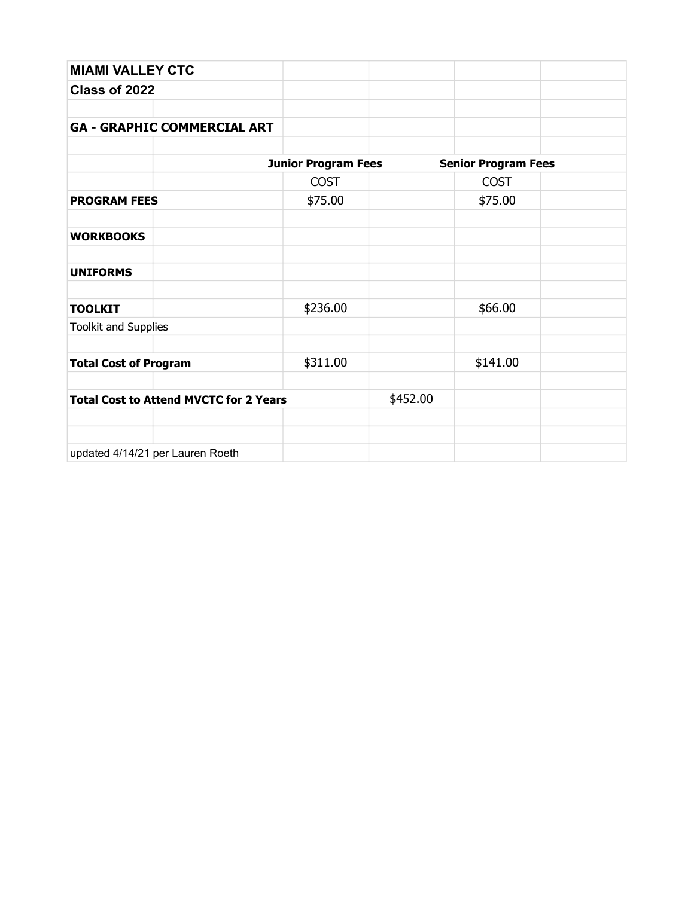**MIAMI VALLEY CTC**

**Class of 2022**

**GA - GRAPHIC COMMERCIAL ART**

| | Junior Program Fees | | Senior Program Fees |
|---|---|---|---|
| | COST | | COST |
| **PROGRAM FEES** | $75.00 | | $75.00 |
| **WORKBOOKS** | | | |
| **UNIFORMS** | | | |
| **TOOLKIT** | $236.00 | | $66.00 |
| Toolkit and Supplies | | | |
| **Total Cost of Program** | $311.00 | | $141.00 |
| **Total Cost to Attend MVCTC for 2 Years** | | $452.00 | |

updated 4/14/21 per Lauren Roeth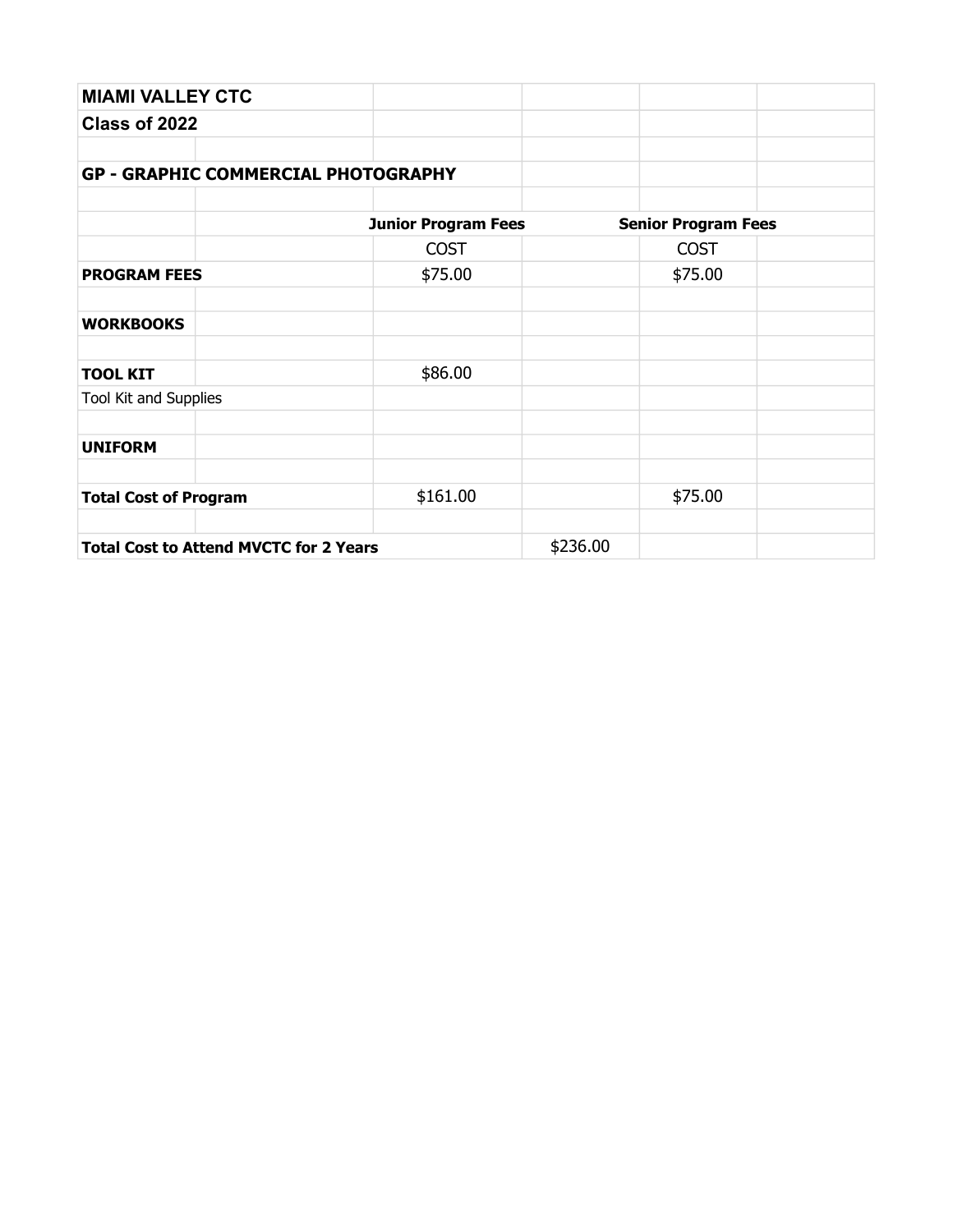| MIAMI VALLEY CTC | | | | | |
|---|---|---|---|---|---|
| Class of 2022 | | | | | |
| | | | | | |
| GP - GRAPHIC COMMERCIAL PHOTOGRAPHY | | | | | |
| | | | | | |
| | | Junior Program Fees | | Senior Program Fees | |
| | | COST | | COST | |
| PROGRAM FEES | | $75.00 | | $75.00 | |
| | | | | | |
| WORKBOOKS | | | | | |
| | | | | | |
| TOOL KIT | | $86.00 | | | |
| Tool Kit and Supplies | | | | | |
| | | | | | |
| UNIFORM | | | | | |
| | | | | | |
| Total Cost of Program | | $161.00 | | $75.00 | |
| | | | | | |
| Total Cost to Attend MVCTC for 2 Years | | | $236.00 | | |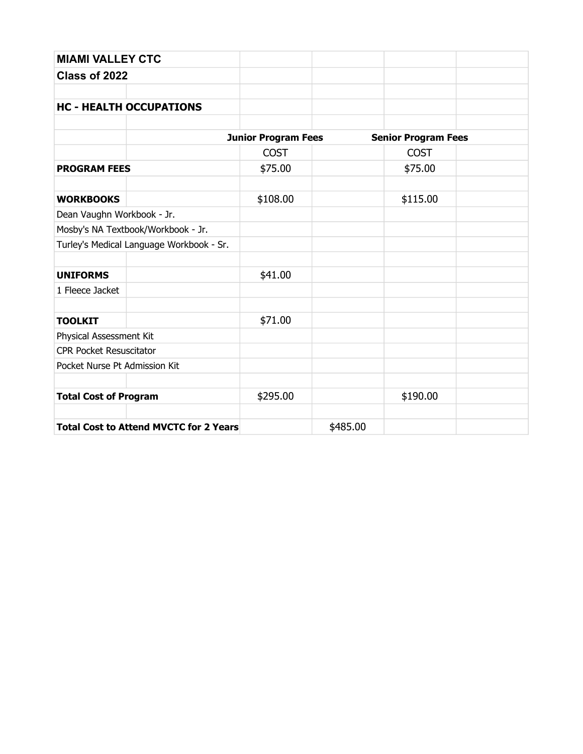| MIAMI VALLEY CTC | | | | |
|---|---|---|---|---|
| **Class of 2022** | | | | |
| | | | | |
| **HC - HEALTH OCCUPATIONS** | | | | |
| | | | | |
| | **Junior Program Fees** | | **Senior Program Fees** | |
| | COST | | COST | |
| **PROGRAM FEES** | $75.00 | | $75.00 | |
| | | | | |
| **WORKBOOKS** | $108.00 | | $115.00 | |
| Dean Vaughn Workbook - Jr. | | | | |
| Mosby's NA Textbook/Workbook - Jr. | | | | |
| Turley's Medical Language Workbook - Sr. | | | | |
| | | | | |
| **UNIFORMS** | $41.00 | | | |
| 1 Fleece Jacket | | | | |
| | | | | |
| **TOOLKIT** | $71.00 | | | |
| Physical Assessment Kit | | | | |
| CPR Pocket Resuscitator | | | | |
| Pocket Nurse Pt Admission Kit | | | | |
| | | | | |
| **Total Cost of Program** | $295.00 | | $190.00 | |
| | | | | |
| **Total Cost to Attend MVCTC for 2 Years** | | $485.00 | | |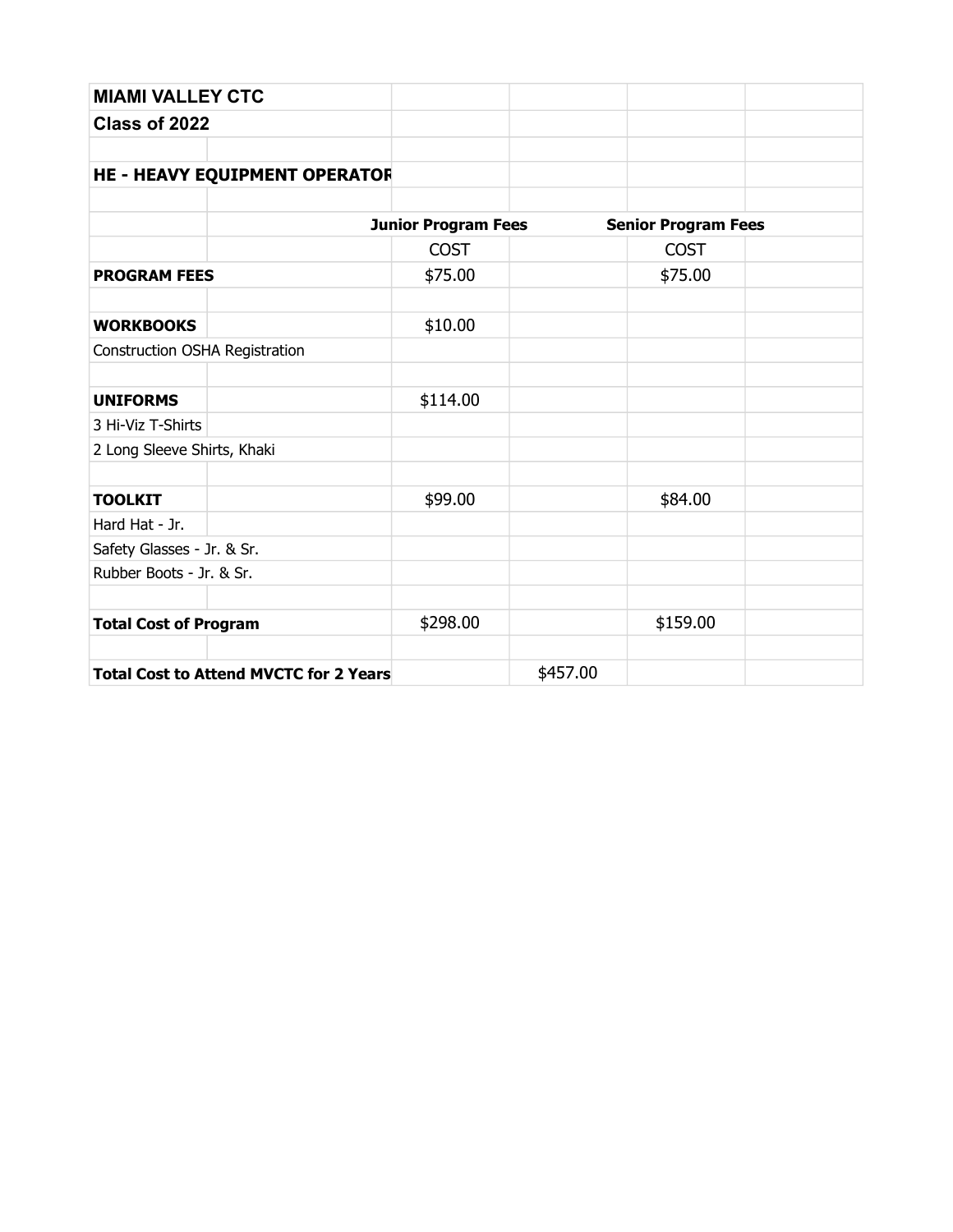**MIAMI VALLEY CTC**

**Class of 2022**

**HE - HEAVY EQUIPMENT OPERATOR**

| | Junior Program Fees | | Senior Program Fees |
|---|---|---|---|
| | COST | | COST |
| **PROGRAM FEES** | $75.00 | | $75.00 |
| | | | |
| **WORKBOOKS** | $10.00 | | |
| Construction OSHA Registration | | | |
| | | | |
| **UNIFORMS** | $114.00 | | |
| 3 Hi-Viz T-Shirts | | | |
| 2 Long Sleeve Shirts, Khaki | | | |
| | | | |
| **TOOLKIT** | $99.00 | | $84.00 |
| Hard Hat - Jr. | | | |
| Safety Glasses - Jr. & Sr. | | | |
| Rubber Boots - Jr. & Sr. | | | |
| | | | |
| **Total Cost of Program** | $298.00 | | $159.00 |
| | | | |
| **Total Cost to Attend MVCTC for 2 Years** | | $457.00 | |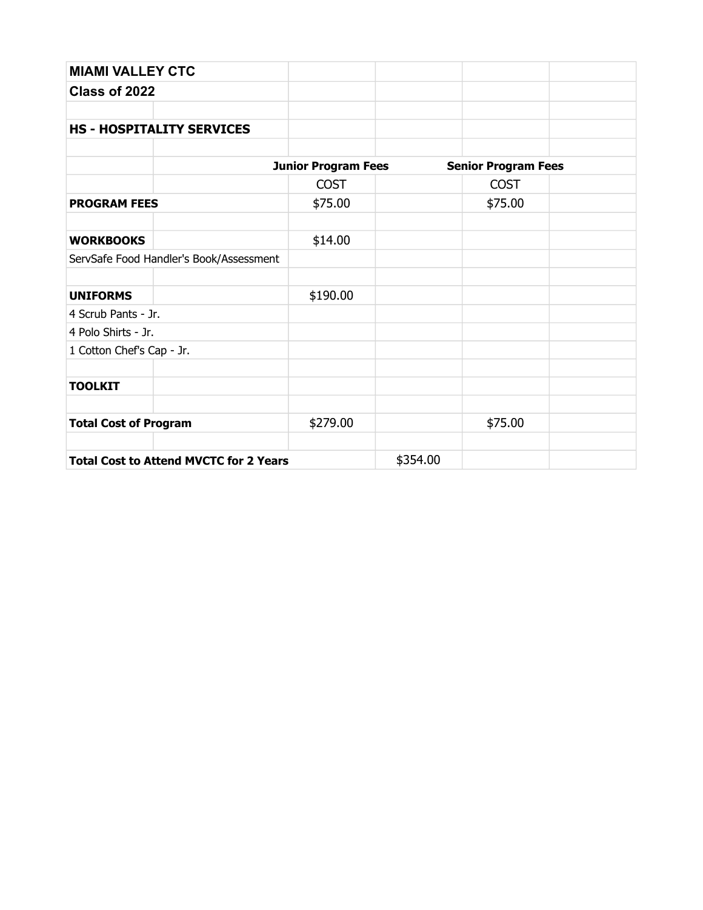| MIAMI VALLEY CTC | | | | | |
|---|---|---|---|---|---|
| **Class of 2022** | | | | | |
| | | | | | |
| **HS - HOSPITALITY SERVICES** | | | | | |
| | | | | | |
| | | **Junior Program Fees** | | **Senior Program Fees** | |
| | | COST | | COST | |
| **PROGRAM FEES** | | $75.00 | | $75.00 | |
| | | | | | |
| **WORKBOOKS** | | $14.00 | | | |
| ServSafe Food Handler's Book/Assessment | | | | | |
| | | | | | |
| **UNIFORMS** | | $190.00 | | | |
| 4 Scrub Pants - Jr. | | | | | |
| 4 Polo Shirts - Jr. | | | | | |
| 1 Cotton Chef's Cap - Jr. | | | | | |
| | | | | | |
| **TOOLKIT** | | | | | |
| | | | | | |
| **Total Cost of Program** | | $279.00 | | $75.00 | |
| | | | | | |
| **Total Cost to Attend MVCTC for 2 Years** | | | $354.00 | | |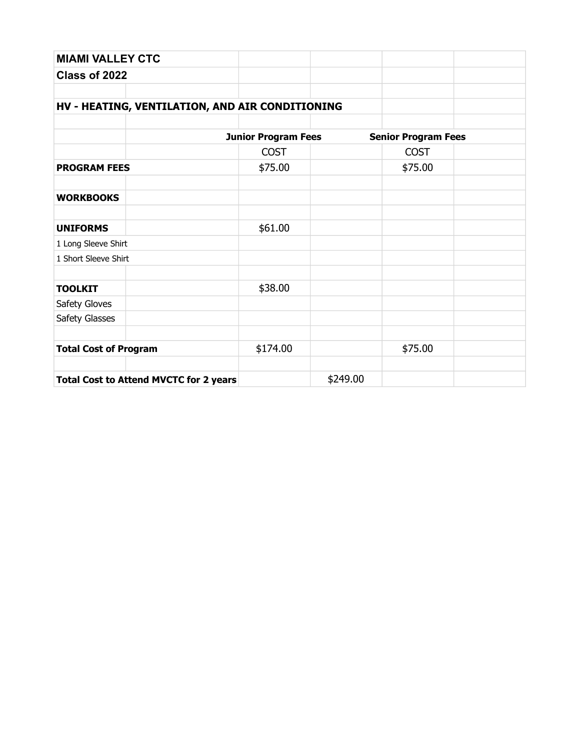**MIAMI VALLEY CTC**

**Class of 2022**

**HV - HEATING, VENTILATION, AND AIR CONDITIONING**

| | | Junior Program Fees | | Senior Program Fees | |
|---|---|---|---|---|---|
| | | COST | | COST | |
| **PROGRAM FEES** | | $75.00 | | $75.00 | |
| | | | | | |
| **WORKBOOKS** | | | | | |
| | | | | | |
| **UNIFORMS** | | $61.00 | | | |
| 1 Long Sleeve Shirt | | | | | |
| 1 Short Sleeve Shirt | | | | | |
| | | | | | |
| **TOOLKIT** | | $38.00 | | | |
| Safety Gloves | | | | | |
| Safety Glasses | | | | | |
| | | | | | |
| **Total Cost of Program** | | $174.00 | | $75.00 | |
| | | | | | |
| **Total Cost to Attend MVCTC for 2 years** | | | $249.00 | | |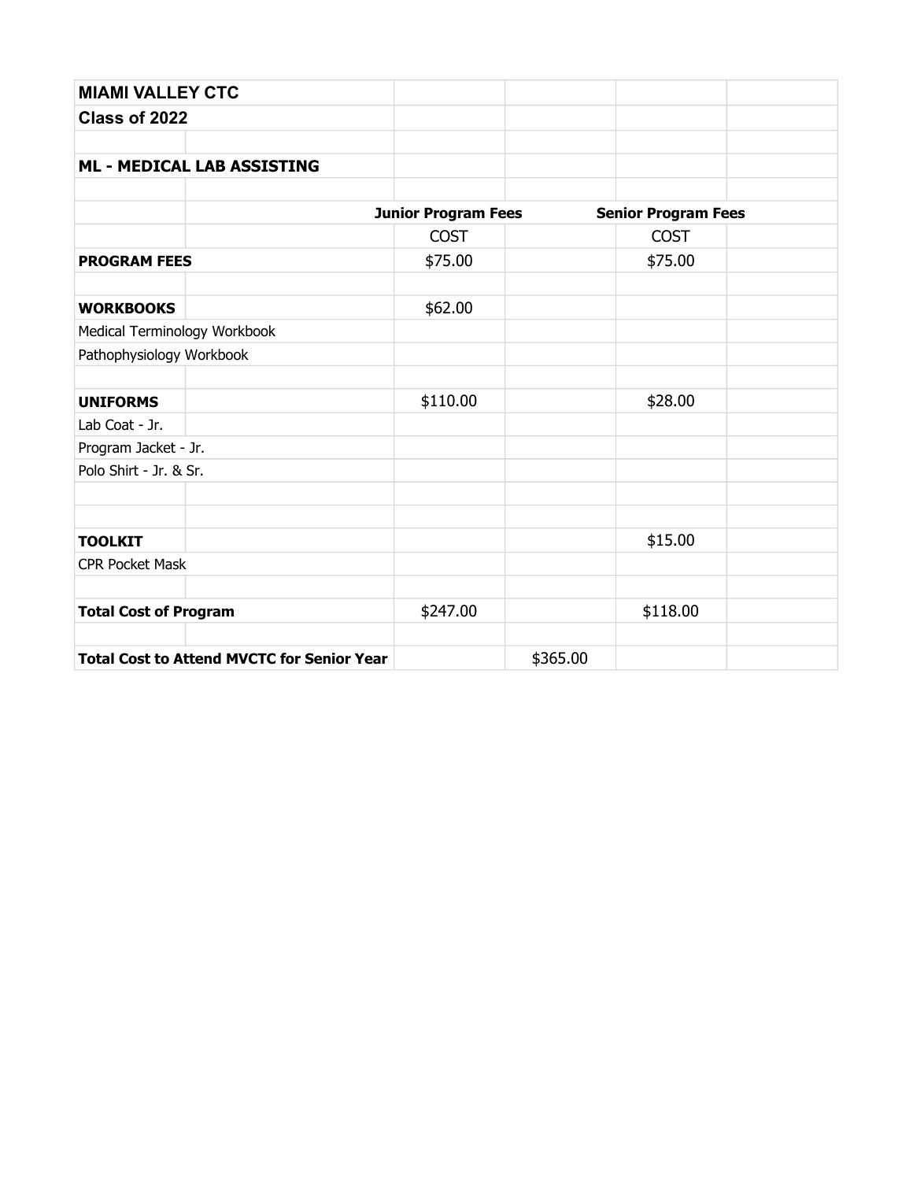| MIAMI VALLEY CTC | | | | | |
|---|---|---|---|---|---|
| **Class of 2022** | | | | | |
| | | | | | |
| **ML - MEDICAL LAB ASSISTING** | | | | | |
| | | | | | |
| | | **Junior Program Fees** | | **Senior Program Fees** | |
| | | COST | | COST | |
| **PROGRAM FEES** | | $75.00 | | $75.00 | |
| | | | | | |
| **WORKBOOKS** | | $62.00 | | | |
| Medical Terminology Workbook | | | | | |
| Pathophysiology Workbook | | | | | |
| | | | | | |
| **UNIFORMS** | | $110.00 | | $28.00 | |
| Lab Coat - Jr. | | | | | |
| Program Jacket - Jr. | | | | | |
| Polo Shirt - Jr. & Sr. | | | | | |
| | | | | | |
| | | | | | |
| **TOOLKIT** | | | | $15.00 | |
| CPR Pocket Mask | | | | | |
| | | | | | |
| **Total Cost of Program** | | $247.00 | | $118.00 | |
| | | | | | |
| **Total Cost to Attend MVCTC for Senior Year** | | | $365.00 | | |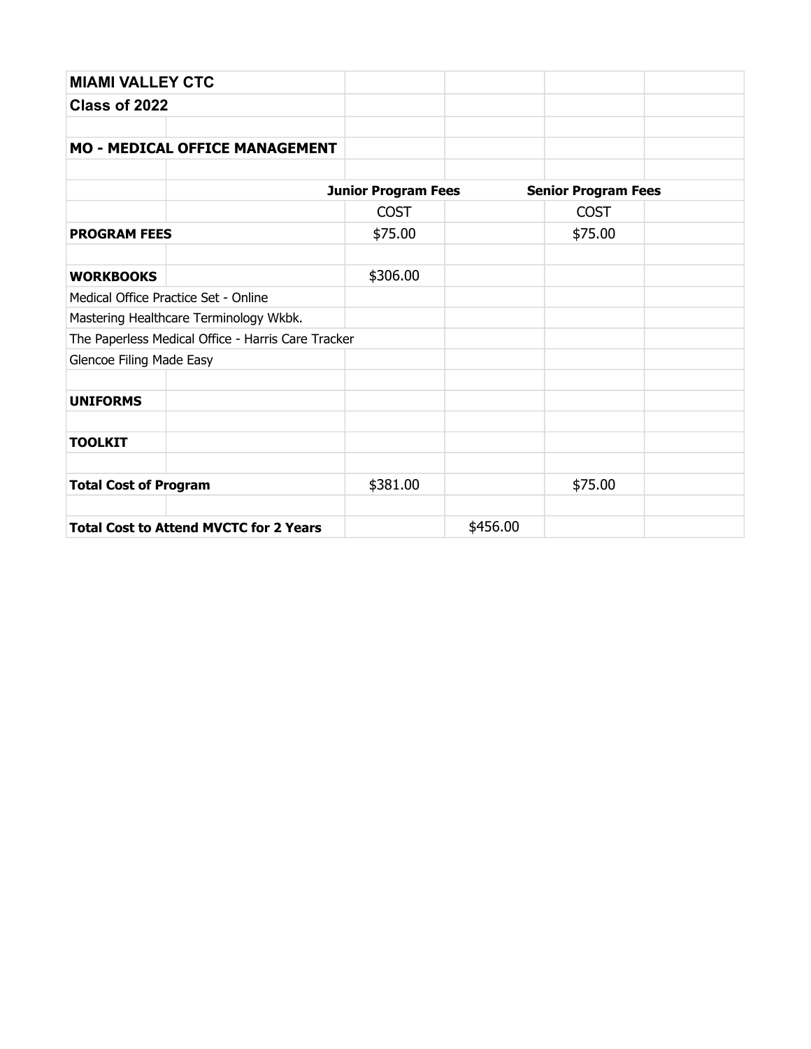**MIAMI VALLEY CTC**

**Class of 2022**

**MO - MEDICAL OFFICE MANAGEMENT**

| | Junior Program Fees | | Senior Program Fees | |
|---|---|---|---|---|
| | COST | | COST | |
| **PROGRAM FEES** | $75.00 | | $75.00 | |
| | | | | |
| **WORKBOOKS** | $306.00 | | | |
| Medical Office Practice Set - Online | | | | |
| Mastering Healthcare Terminology Wkbk. | | | | |
| The Paperless Medical Office - Harris Care Tracker | | | | |
| Glencoe Filing Made Easy | | | | |
| | | | | |
| **UNIFORMS** | | | | |
| | | | | |
| **TOOLKIT** | | | | |
| | | | | |
| **Total Cost of Program** | $381.00 | | $75.00 | |
| | | | | |
| **Total Cost to Attend MVCTC for 2 Years** | | $456.00 | | |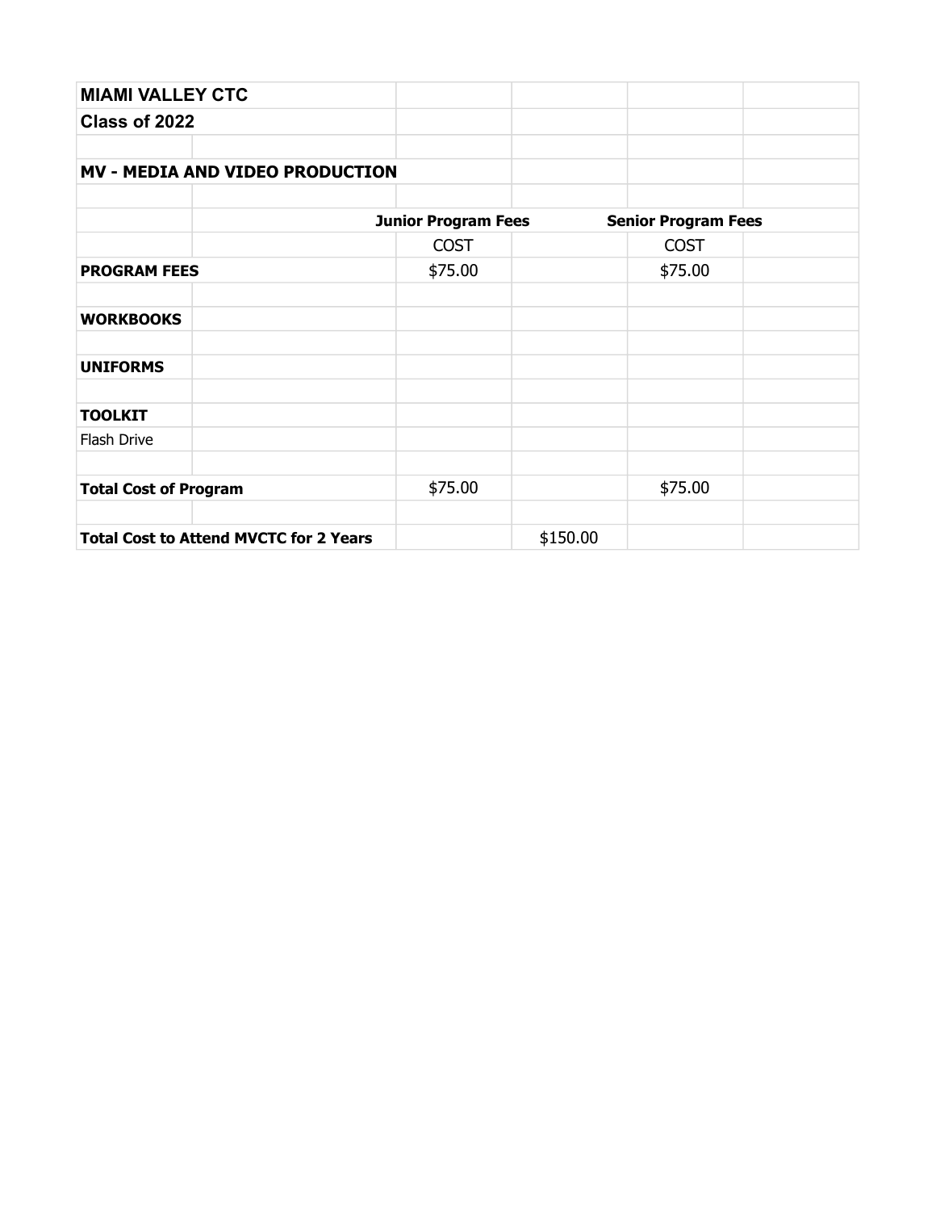| MIAMI VALLEY CTC | | | | | |
|---|---|---|---|---|---|
| **Class of 2022** | | | | | |
| | | | | | |
| **MV - MEDIA AND VIDEO PRODUCTION** | | | | | |
| | | | | | |
| | | **Junior Program Fees** | | **Senior Program Fees** | |
| | | COST | | COST | |
| **PROGRAM FEES** | | $75.00 | | $75.00 | |
| | | | | | |
| **WORKBOOKS** | | | | | |
| | | | | | |
| **UNIFORMS** | | | | | |
| | | | | | |
| **TOOLKIT** | | | | | |
| Flash Drive | | | | | |
| | | | | | |
| **Total Cost of Program** | | $75.00 | | $75.00 | |
| | | | | | |
| **Total Cost to Attend MVCTC for 2 Years** | | | $150.00 | | |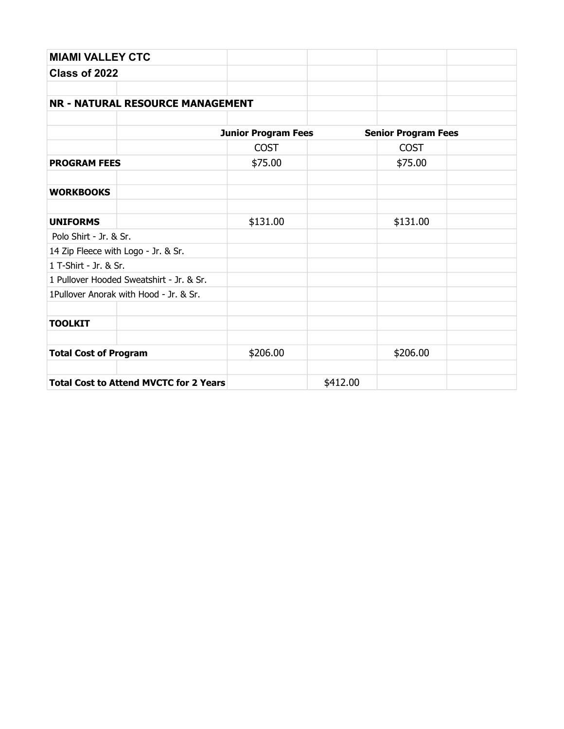| MIAMI VALLEY CTC | | | | | |
|---|---|---|---|---|---|
| **Class of 2022** | | | | | |
| | | | | | |
| **NR - NATURAL RESOURCE MANAGEMENT** | | | | | |
| | | | | | |
| | | **Junior Program Fees** | | **Senior Program Fees** | |
| | | COST | | COST | |
| **PROGRAM FEES** | | $75.00 | | $75.00 | |
| | | | | | |
| **WORKBOOKS** | | | | | |
| | | | | | |
| **UNIFORMS** | | $131.00 | | $131.00 | |
| Polo Shirt - Jr. & Sr. | | | | | |
| 14 Zip Fleece with Logo - Jr. & Sr. | | | | | |
| 1 T-Shirt - Jr. & Sr. | | | | | |
| 1 Pullover Hooded Sweatshirt - Jr. & Sr. | | | | | |
| 1Pullover Anorak with Hood - Jr. & Sr. | | | | | |
| | | | | | |
| **TOOLKIT** | | | | | |
| | | | | | |
| **Total Cost of Program** | | $206.00 | | $206.00 | |
| | | | | | |
| **Total Cost to Attend MVCTC for 2 Years** | | | $412.00 | | |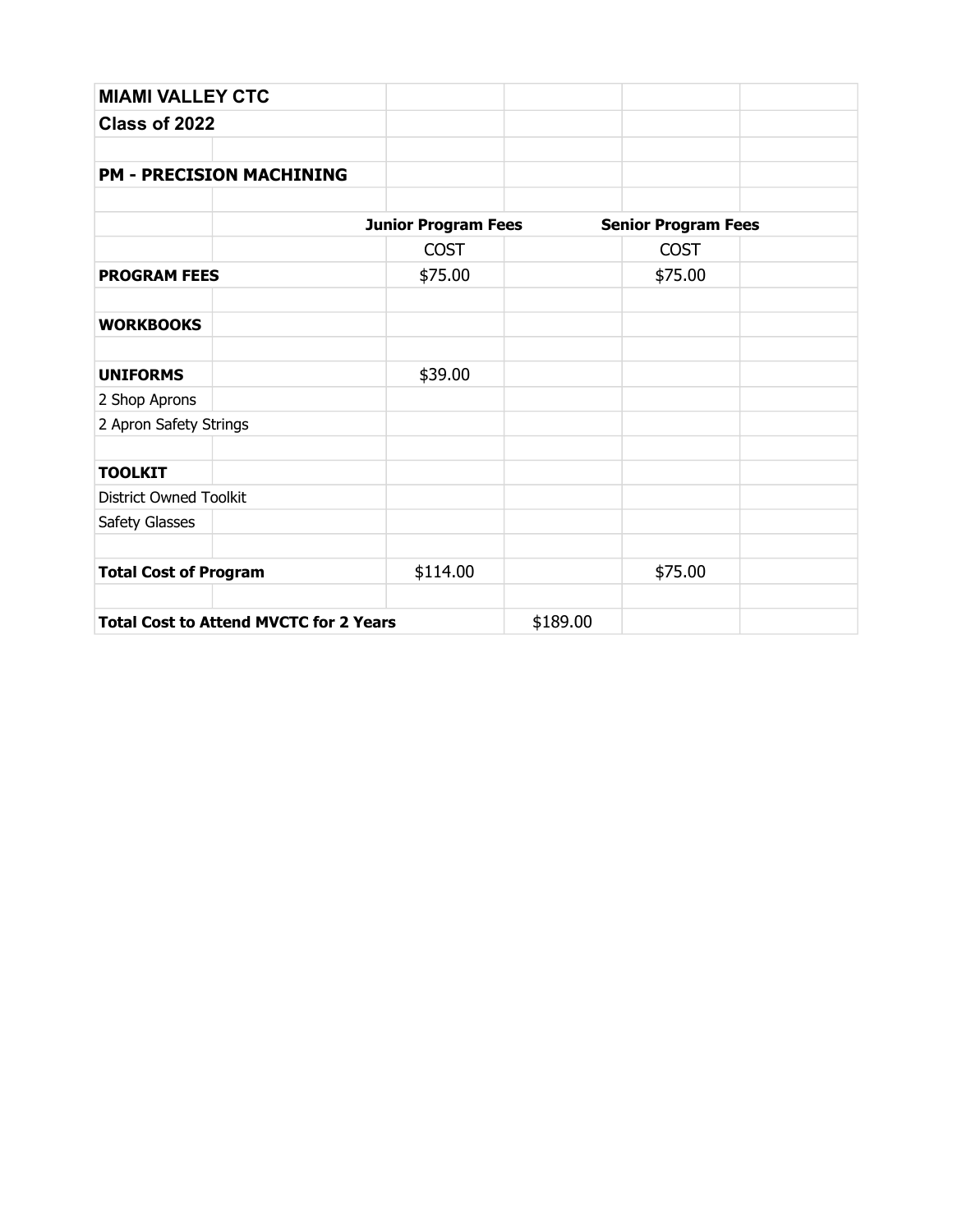| MIAMI VALLEY CTC | | | | | |
|---|---|---|---|---|---|
| **Class of 2022** | | | | | |
| | | | | | |
| **PM - PRECISION MACHINING** | | | | | |
| | | | | | |
| | | **Junior Program Fees** | | **Senior Program Fees** | |
| | | COST | | COST | |
| **PROGRAM FEES** | | $75.00 | | $75.00 | |
| | | | | | |
| **WORKBOOKS** | | | | | |
| | | | | | |
| **UNIFORMS** | | $39.00 | | | |
| 2 Shop Aprons | | | | | |
| 2 Apron Safety Strings | | | | | |
| | | | | | |
| **TOOLKIT** | | | | | |
| District Owned Toolkit | | | | | |
| Safety Glasses | | | | | |
| | | | | | |
| **Total Cost of Program** | | $114.00 | | $75.00 | |
| | | | | | |
| **Total Cost to Attend MVCTC for 2 Years** | | | $189.00 | | |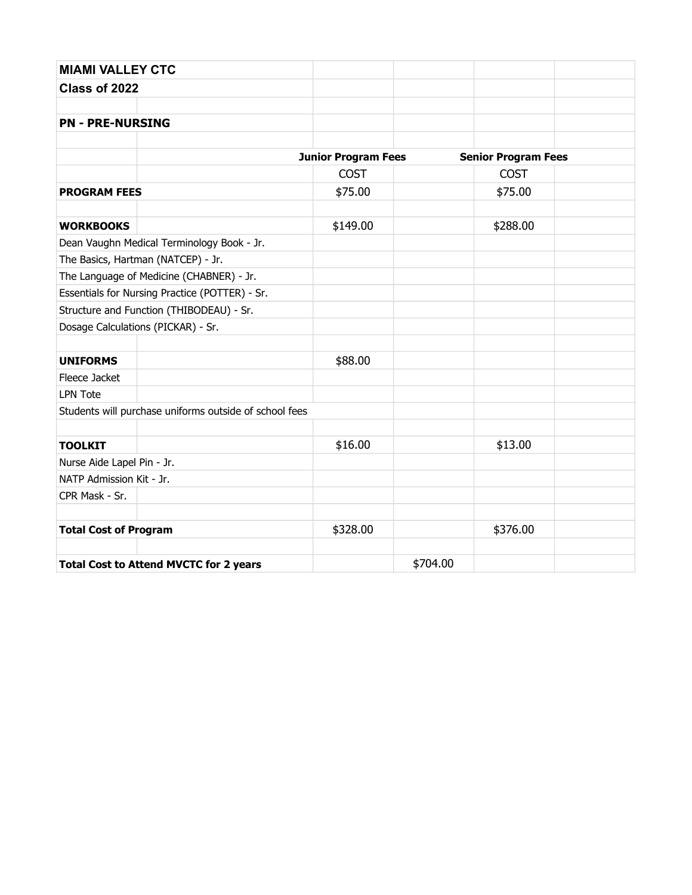| MIAMI VALLEY CTC | | | | | |
|---|---|---|---|---|---|
| **Class of 2022** | | | | | |
| | | | | | |
| **PN - PRE-NURSING** | | | | | |
| | | | | | |
| | | **Junior Program Fees** | | **Senior Program Fees** | |
| | | COST | | COST | |
| **PROGRAM FEES** | | $75.00 | | $75.00 | |
| | | | | | |
| **WORKBOOKS** | | $149.00 | | $288.00 | |
| Dean Vaughn Medical Terminology Book - Jr. | | | | | |
| The Basics, Hartman (NATCEP) - Jr. | | | | | |
| The Language of Medicine (CHABNER) - Jr. | | | | | |
| Essentials for Nursing Practice (POTTER) - Sr. | | | | | |
| Structure and Function (THIBODEAU) - Sr. | | | | | |
| Dosage Calculations (PICKAR) - Sr. | | | | | |
| | | | | | |
| **UNIFORMS** | | $88.00 | | | |
| Fleece Jacket | | | | | |
| LPN Tote | | | | | |
| Students will purchase uniforms outside of school fees | | | | | |
| | | | | | |
| **TOOLKIT** | | $16.00 | | $13.00 | |
| Nurse Aide Lapel Pin - Jr. | | | | | |
| NATP Admission Kit - Jr. | | | | | |
| CPR Mask - Sr. | | | | | |
| | | | | | |
| **Total Cost of Program** | | $328.00 | | $376.00 | |
| | | | | | |
| **Total Cost to Attend MVCTC for 2 years** | | | $704.00 | | |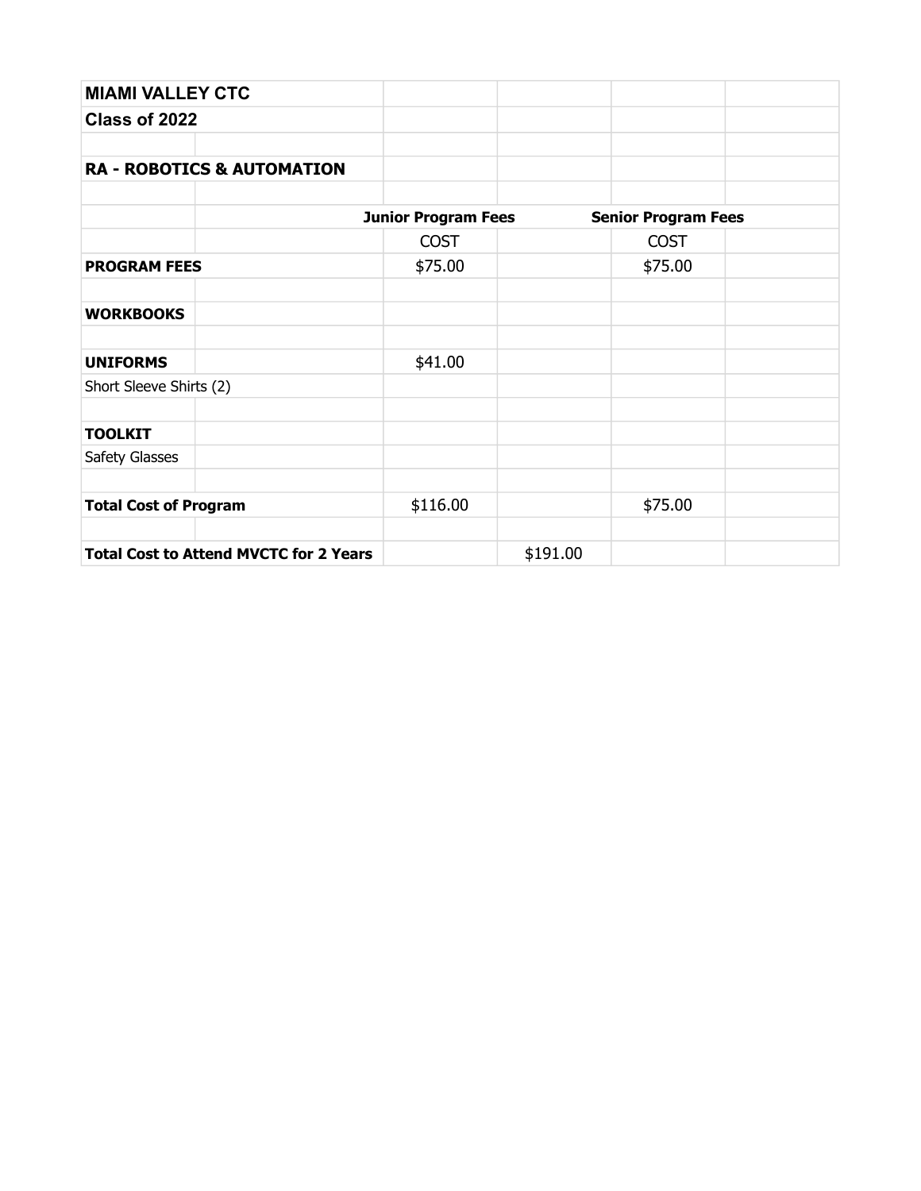| MIAMI VALLEY CTC | | | | | |
|---|---|---|---|---|---|
| **Class of 2022** | | | | | |
| | | | | | |
| **RA - ROBOTICS & AUTOMATION** | | | | | |
| | | | | | |
| | | **Junior Program Fees** | | **Senior Program Fees** | |
| | | COST | | COST | |
| **PROGRAM FEES** | | $75.00 | | $75.00 | |
| | | | | | |
| **WORKBOOKS** | | | | | |
| | | | | | |
| **UNIFORMS** | | $41.00 | | | |
| Short Sleeve Shirts (2) | | | | | |
| | | | | | |
| **TOOLKIT** | | | | | |
| Safety Glasses | | | | | |
| | | | | | |
| **Total Cost of Program** | | $116.00 | | $75.00 | |
| | | | | | |
| **Total Cost to Attend MVCTC for 2 Years** | | | $191.00 | | |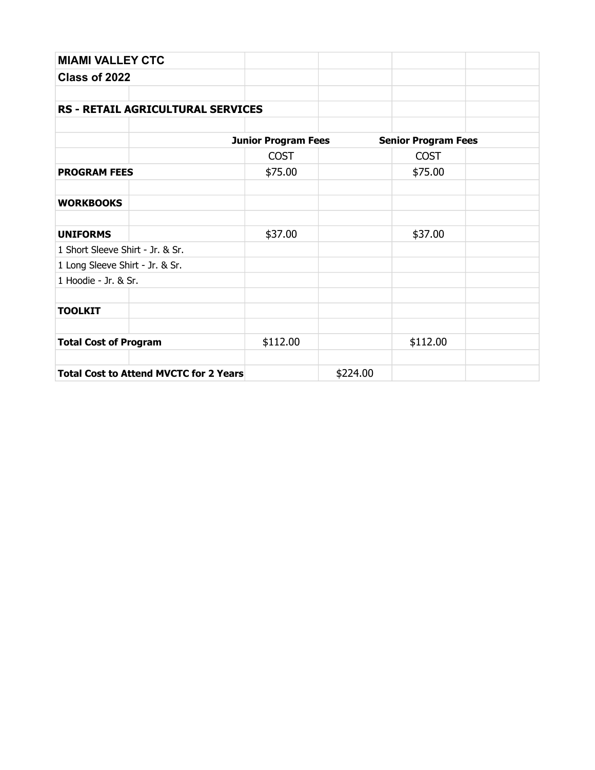**MIAMI VALLEY CTC**

**Class of 2022**

**RS - RETAIL AGRICULTURAL SERVICES**

| | Junior Program Fees | | Senior Program Fees |
|---|---|---|---|
| | COST | | COST |
| **PROGRAM FEES** | $75.00 | | $75.00 |
| | | | |
| **WORKBOOKS** | | | |
| | | | |
| **UNIFORMS** | $37.00 | | $37.00 |
| 1 Short Sleeve Shirt - Jr. & Sr. | | | |
| 1 Long Sleeve Shirt - Jr. & Sr. | | | |
| 1 Hoodie - Jr. & Sr. | | | |
| | | | |
| **TOOLKIT** | | | |
| | | | |
| **Total Cost of Program** | $112.00 | | $112.00 |
| | | | |
| **Total Cost to Attend MVCTC for 2 Years** | | $224.00 | |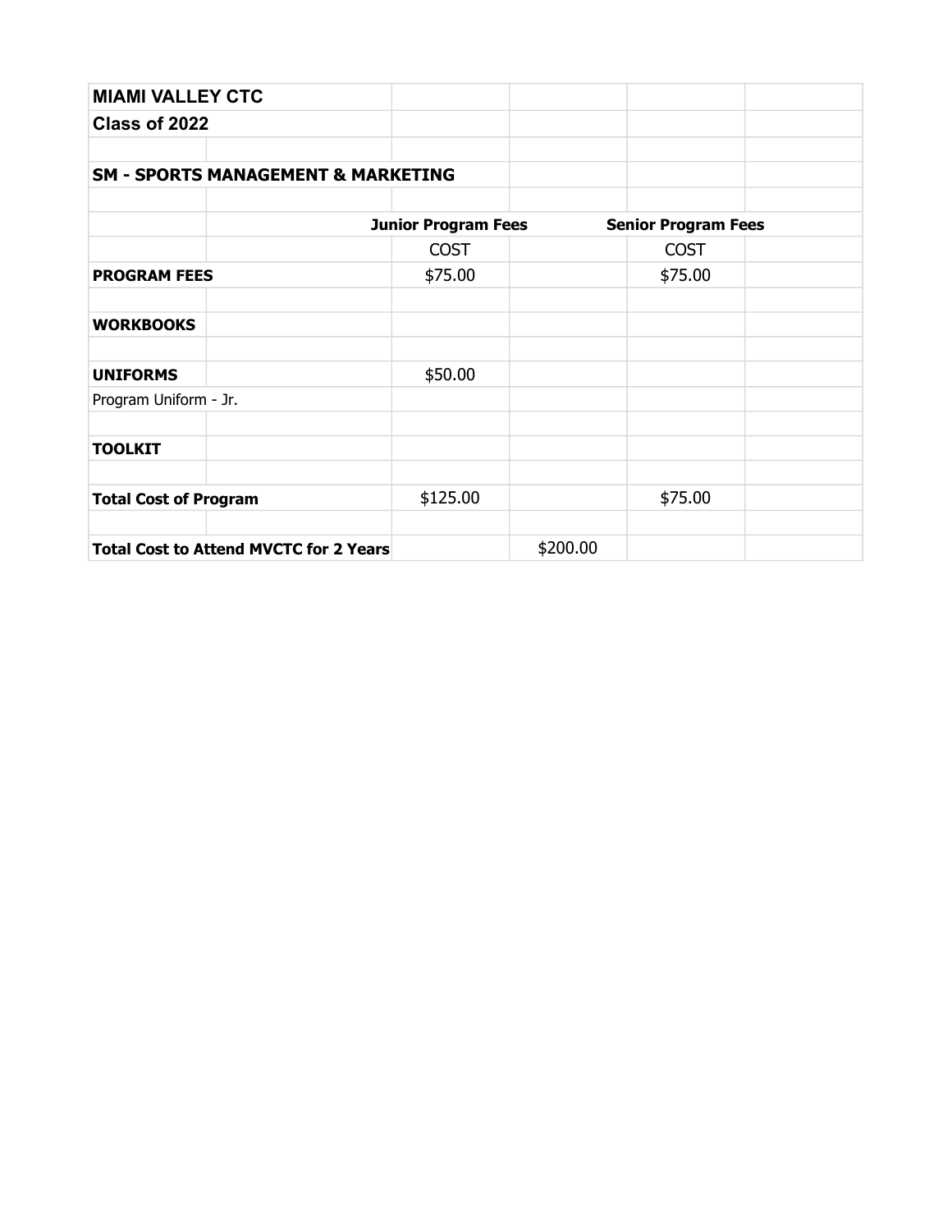| MIAMI VALLEY CTC | | | | | |
|---|---|---|---|---|---|
| Class of 2022 | | | | | |
| | | | | | |
| **SM - SPORTS MANAGEMENT & MARKETING** | | | | | |
| | | | | | |
| | | **Junior Program Fees** | | **Senior Program Fees** | |
| | | COST | | COST | |
| **PROGRAM FEES** | | $75.00 | | $75.00 | |
| | | | | | |
| **WORKBOOKS** | | | | | |
| | | | | | |
| **UNIFORMS** | | $50.00 | | | |
| Program Uniform - Jr. | | | | | |
| | | | | | |
| **TOOLKIT** | | | | | |
| | | | | | |
| **Total Cost of Program** | | $125.00 | | $75.00 | |
| | | | | | |
| **Total Cost to Attend MVCTC for 2 Years** | | | $200.00 | | |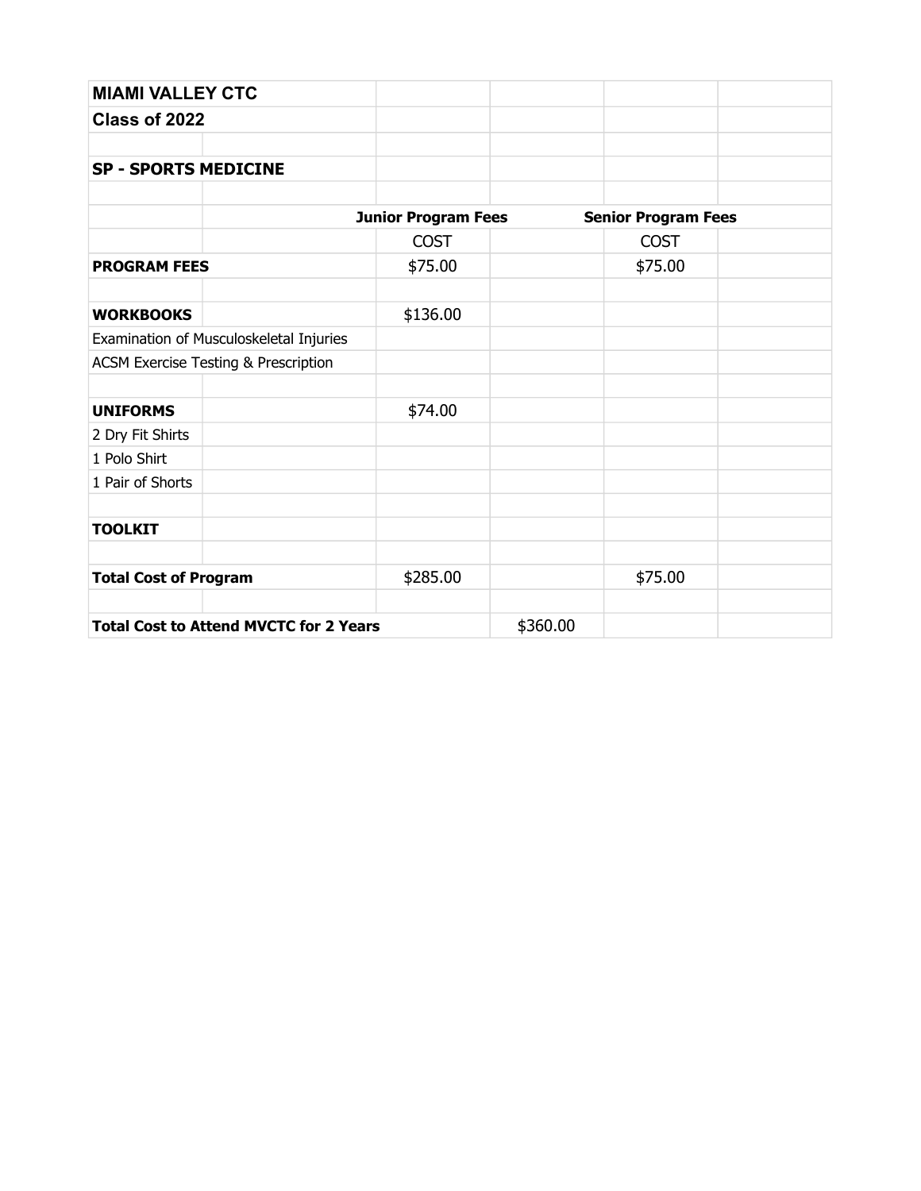| MIAMI VALLEY CTC | | | | | |
|---|---|---|---|---|---|
| **Class of 2022** | | | | | |
| | | | | | |
| **SP - SPORTS MEDICINE** | | | | | |
| | | | | | |
| | | **Junior Program Fees** | | **Senior Program Fees** | |
| | | COST | | COST | |
| **PROGRAM FEES** | | $75.00 | | $75.00 | |
| | | | | | |
| **WORKBOOKS** | | $136.00 | | | |
| Examination of Musculoskeletal Injuries | | | | | |
| ACSM Exercise Testing & Prescription | | | | | |
| | | | | | |
| **UNIFORMS** | | $74.00 | | | |
| 2 Dry Fit Shirts | | | | | |
| 1 Polo Shirt | | | | | |
| 1 Pair of Shorts | | | | | |
| | | | | | |
| **TOOLKIT** | | | | | |
| | | | | | |
| **Total Cost of Program** | | $285.00 | | $75.00 | |
| | | | | | |
| **Total Cost to Attend MVCTC for 2 Years** | | | $360.00 | | |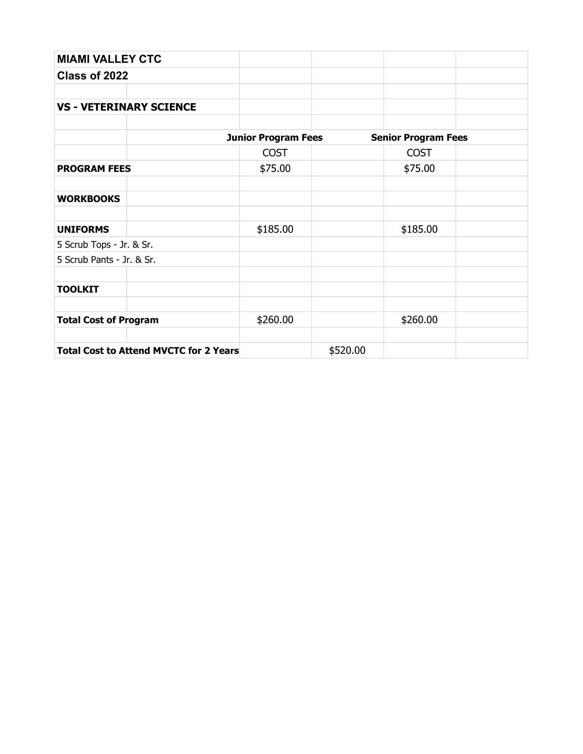| MIAMI VALLEY CTC | | | | | |
|---|---|---|---|---|---|
| **Class of 2022** | | | | | |
| | | | | | |
| **VS - VETERINARY SCIENCE** | | | | | |
| | | | | | |
| | | **Junior Program Fees** | | **Senior Program Fees** | |
| | | COST | | COST | |
| **PROGRAM FEES** | | $75.00 | | $75.00 | |
| | | | | | |
| **WORKBOOKS** | | | | | |
| | | | | | |
| **UNIFORMS** | | $185.00 | | $185.00 | |
| 5 Scrub Tops - Jr. & Sr. | | | | | |
| 5 Scrub Pants - Jr. & Sr. | | | | | |
| | | | | | |
| **TOOLKIT** | | | | | |
| | | | | | |
| **Total Cost of Program** | | $260.00 | | $260.00 | |
| | | | | | |
| **Total Cost to Attend MVCTC for 2 Years** | | | $520.00 | | |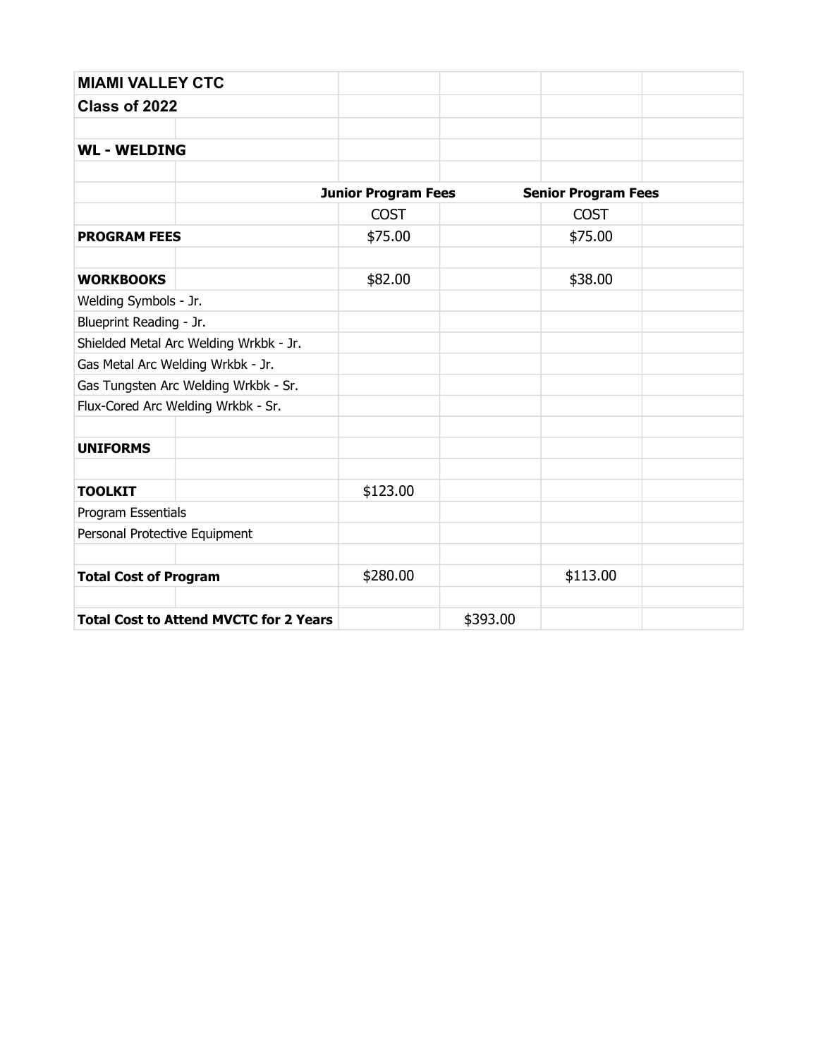| | | | | | |
|---|---|---|---|---|---|
| **MIAMI VALLEY CTC** | | | | | |
| **Class of 2022** | | | | | |
| | | | | | |
| **WL - WELDING** | | | | | |
| | | | | | |
| | | **Junior Program Fees** | | **Senior Program Fees** | |
| | | COST | | COST | |
| **PROGRAM FEES** | | $75.00 | | $75.00 | |
| | | | | | |
| **WORKBOOKS** | | $82.00 | | $38.00 | |
| Welding Symbols - Jr. | | | | | |
| Blueprint Reading - Jr. | | | | | |
| Shielded Metal Arc Welding Wrkbk - Jr. | | | | | |
| Gas Metal Arc Welding Wrkbk - Jr. | | | | | |
| Gas Tungsten Arc Welding Wrkbk - Sr. | | | | | |
| Flux-Cored Arc Welding Wrkbk - Sr. | | | | | |
| | | | | | |
| **UNIFORMS** | | | | | |
| | | | | | |
| **TOOLKIT** | | $123.00 | | | |
| Program Essentials | | | | | |
| Personal Protective Equipment | | | | | |
| | | | | | |
| **Total Cost of Program** | | $280.00 | | $113.00 | |
| | | | | | |
| **Total Cost to Attend MVCTC for 2 Years** | | | $393.00 | | |